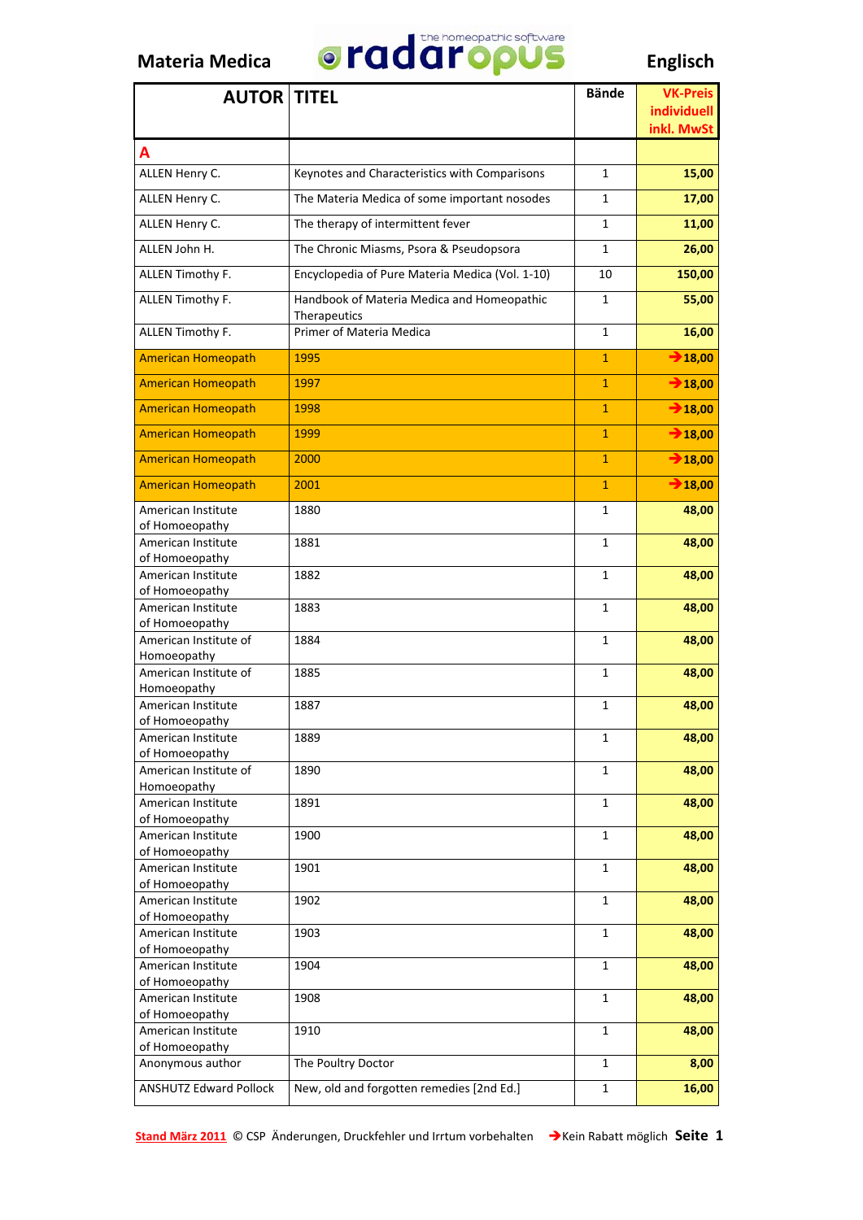Materia Medica

radaropus – the homeopathic software

Englisch

| AUTOR | TITEL | Bände | VK-Preis individuell inkl. MwSt |
|---|---|---|---|
| **A** | | | |
| ALLEN Henry C. | Keynotes and Characteristics with Comparisons | 1 | 15,00 |
| ALLEN Henry C. | The Materia Medica of some important nosodes | 1 | 17,00 |
| ALLEN Henry C. | The therapy of intermittent fever | 1 | 11,00 |
| ALLEN John H. | The Chronic Miasms, Psora & Pseudopsora | 1 | 26,00 |
| ALLEN Timothy F. | Encyclopedia of Pure Materia Medica (Vol. 1-10) | 10 | 150,00 |
| ALLEN Timothy F. | Handbook of Materia Medica and Homeopathic Therapeutics | 1 | 55,00 |
| ALLEN Timothy F. | Primer of Materia Medica | 1 | 16,00 |
| American Homeopath | 1995 | 1 | ➔18,00 |
| American Homeopath | 1997 | 1 | ➔18,00 |
| American Homeopath | 1998 | 1 | ➔18,00 |
| American Homeopath | 1999 | 1 | ➔18,00 |
| American Homeopath | 2000 | 1 | ➔18,00 |
| American Homeopath | 2001 | 1 | ➔18,00 |
| American Institute of Homoeopathy | 1880 | 1 | 48,00 |
| American Institute of Homoeopathy | 1881 | 1 | 48,00 |
| American Institute of Homoeopathy | 1882 | 1 | 48,00 |
| American Institute of Homoeopathy | 1883 | 1 | 48,00 |
| American Institute of Homoeopathy | 1884 | 1 | 48,00 |
| American Institute of Homoeopathy | 1885 | 1 | 48,00 |
| American Institute of Homoeopathy | 1887 | 1 | 48,00 |
| American Institute of Homoeopathy | 1889 | 1 | 48,00 |
| American Institute of Homoeopathy | 1890 | 1 | 48,00 |
| American Institute of Homoeopathy | 1891 | 1 | 48,00 |
| American Institute of Homoeopathy | 1900 | 1 | 48,00 |
| American Institute of Homoeopathy | 1901 | 1 | 48,00 |
| American Institute of Homoeopathy | 1902 | 1 | 48,00 |
| American Institute of Homoeopathy | 1903 | 1 | 48,00 |
| American Institute of Homoeopathy | 1904 | 1 | 48,00 |
| American Institute of Homoeopathy | 1908 | 1 | 48,00 |
| American Institute of Homoeopathy | 1910 | 1 | 48,00 |
| Anonymous author | The Poultry Doctor | 1 | 8,00 |
| ANSHUTZ Edward Pollock | New, old and forgotten remedies [2nd Ed.] | 1 | 16,00 |

Stand März 2011 © CSP Änderungen, Druckfehler und Irrtum vorbehalten ➔Kein Rabatt möglich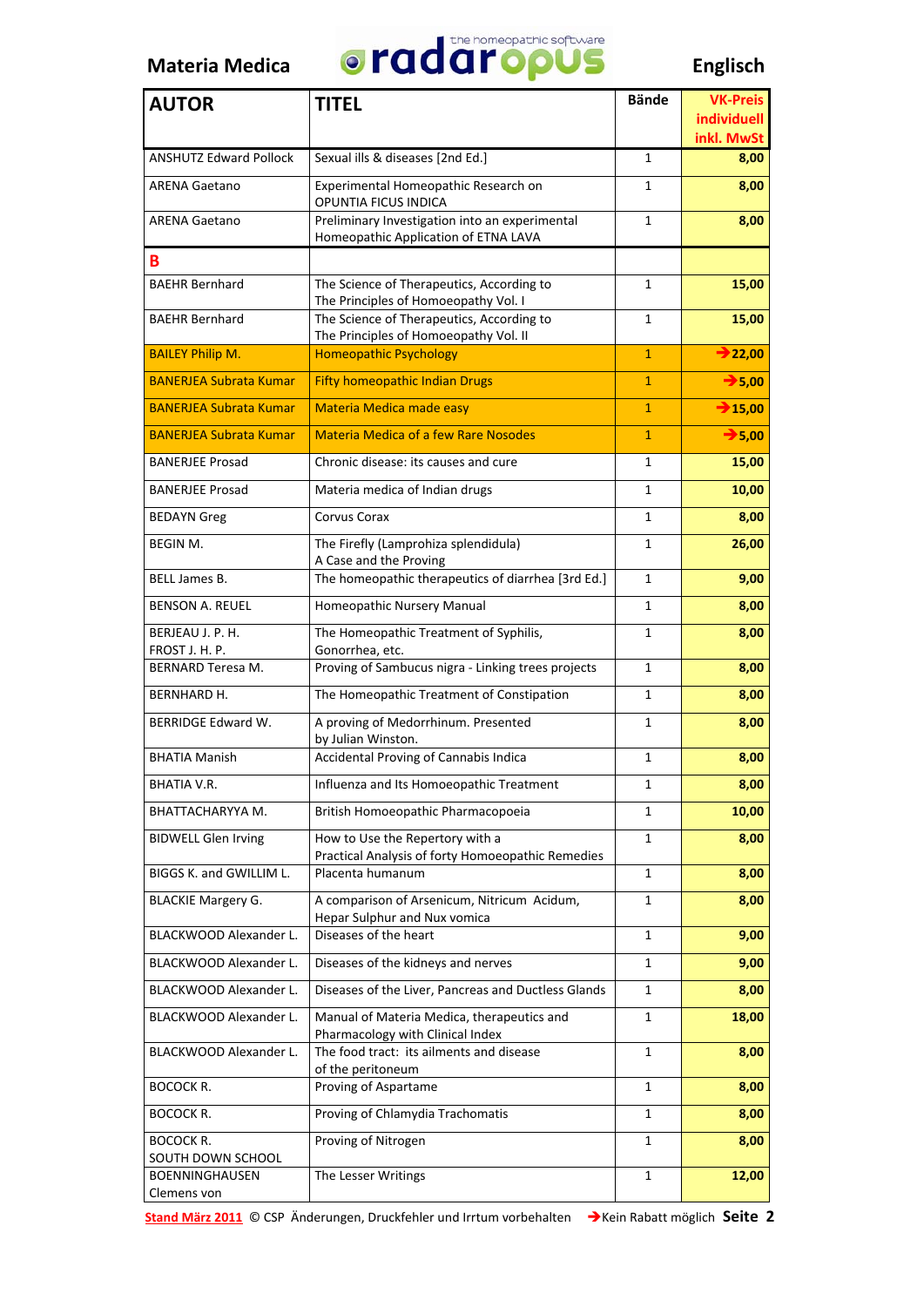**Materia Medica** radaropus – the homeopathic software **Englisch**

| AUTOR | TITEL | Bände | VK-Preis individuell inkl. MwSt |
|---|---|---|---|
| ANSHUTZ Edward Pollock | Sexual ills & diseases [2nd Ed.] | 1 | 8,00 |
| ARENA Gaetano | Experimental Homeopathic Research on OPUNTIA FICUS INDICA | 1 | 8,00 |
| ARENA Gaetano | Preliminary Investigation into an experimental Homeopathic Application of ETNA LAVA | 1 | 8,00 |
| **B** | | | |
| BAEHR Bernhard | The Science of Therapeutics, According to The Principles of Homoeopathy Vol. I | 1 | 15,00 |
| BAEHR Bernhard | The Science of Therapeutics, According to The Principles of Homoeopathy Vol. II | 1 | 15,00 |
| BAILEY Philip M. | Homeopathic Psychology | 1 | ➔22,00 |
| BANERJEA Subrata Kumar | Fifty homeopathic Indian Drugs | 1 | ➔5,00 |
| BANERJEA Subrata Kumar | Materia Medica made easy | 1 | ➔15,00 |
| BANERJEA Subrata Kumar | Materia Medica of a few Rare Nosodes | 1 | ➔5,00 |
| BANERJEE Prosad | Chronic disease: its causes and cure | 1 | 15,00 |
| BANERJEE Prosad | Materia medica of Indian drugs | 1 | 10,00 |
| BEDAYN Greg | Corvus Corax | 1 | 8,00 |
| BEGIN M. | The Firefly (Lamprohiza splendidula) A Case and the Proving | 1 | 26,00 |
| BELL James B. | The homeopathic therapeutics of diarrhea [3rd Ed.] | 1 | 9,00 |
| BENSON A. REUEL | Homeopathic Nursery Manual | 1 | 8,00 |
| BERJEAU J. P. H. FROST J. H. P. | The Homeopathic Treatment of Syphilis, Gonorrhea, etc. | 1 | 8,00 |
| BERNARD Teresa M. | Proving of Sambucus nigra - Linking trees projects | 1 | 8,00 |
| BERNHARD H. | The Homeopathic Treatment of Constipation | 1 | 8,00 |
| BERRIDGE Edward W. | A proving of Medorrhinum. Presented by Julian Winston. | 1 | 8,00 |
| BHATIA Manish | Accidental Proving of Cannabis Indica | 1 | 8,00 |
| BHATIA V.R. | Influenza and Its Homoeopathic Treatment | 1 | 8,00 |
| BHATTACHARYYA M. | British Homoeopathic Pharmacopoeia | 1 | 10,00 |
| BIDWELL Glen Irving | How to Use the Repertory with a Practical Analysis of forty Homoeopathic Remedies | 1 | 8,00 |
| BIGGS K. and GWILLIM L. | Placenta humanum | 1 | 8,00 |
| BLACKIE Margery G. | A comparison of Arsenicum, Nitricum Acidum, Hepar Sulphur and Nux vomica | 1 | 8,00 |
| BLACKWOOD Alexander L. | Diseases of the heart | 1 | 9,00 |
| BLACKWOOD Alexander L. | Diseases of the kidneys and nerves | 1 | 9,00 |
| BLACKWOOD Alexander L. | Diseases of the Liver, Pancreas and Ductless Glands | 1 | 8,00 |
| BLACKWOOD Alexander L. | Manual of Materia Medica, therapeutics and Pharmacology with Clinical Index | 1 | 18,00 |
| BLACKWOOD Alexander L. | The food tract: its ailments and disease of the peritoneum | 1 | 8,00 |
| BOCOCK R. | Proving of Aspartame | 1 | 8,00 |
| BOCOCK R. | Proving of Chlamydia Trachomatis | 1 | 8,00 |
| BOCOCK R. SOUTH DOWN SCHOOL | Proving of Nitrogen | 1 | 8,00 |
| BOENNINGHAUSEN Clemens von | The Lesser Writings | 1 | 12,00 |

Stand März 2011 © CSP Änderungen, Druckfehler und Irrtum vorbehalten ➔Kein Rabatt möglich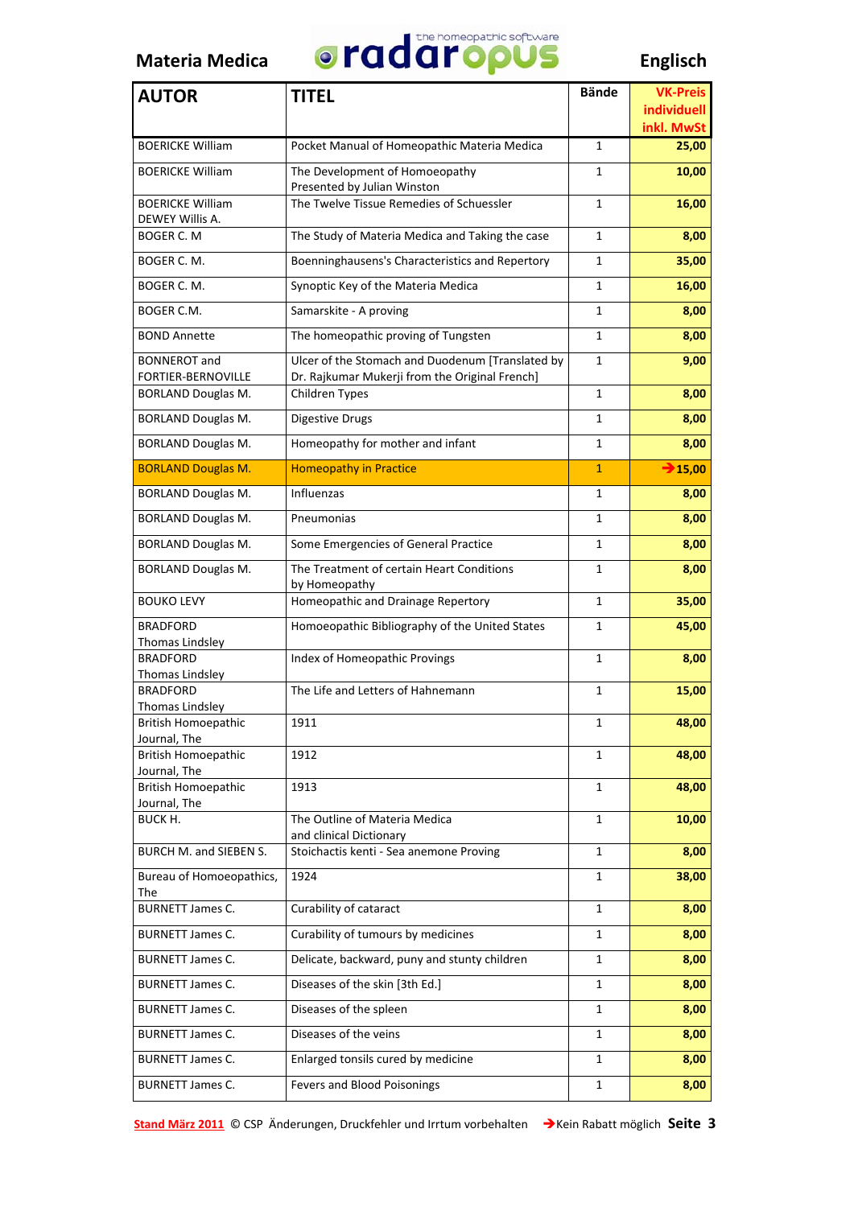# Materia Medica — radaropus — Englisch

| AUTOR | TITEL | Bände | VK-Preis individuell inkl. MwSt |
|---|---|---|---|
| BOERICKE William | Pocket Manual of Homeopathic Materia Medica | 1 | 25,00 |
| BOERICKE William | The Development of Homoeopathy Presented by Julian Winston | 1 | 10,00 |
| BOERICKE William DEWEY Willis A. | The Twelve Tissue Remedies of Schuessler | 1 | 16,00 |
| BOGER C. M | The Study of Materia Medica and Taking the case | 1 | 8,00 |
| BOGER C. M. | Boenninghausens's Characteristics and Repertory | 1 | 35,00 |
| BOGER C. M. | Synoptic Key of the Materia Medica | 1 | 16,00 |
| BOGER C.M. | Samarskite - A proving | 1 | 8,00 |
| BOND Annette | The homeopathic proving of Tungsten | 1 | 8,00 |
| BONNEROT and FORTIER-BERNOVILLE | Ulcer of the Stomach and Duodenum [Translated by Dr. Rajkumar Mukerji from the Original French] | 1 | 9,00 |
| BORLAND Douglas M. | Children Types | 1 | 8,00 |
| BORLAND Douglas M. | Digestive Drugs | 1 | 8,00 |
| BORLAND Douglas M. | Homeopathy for mother and infant | 1 | 8,00 |
| BORLAND Douglas M. | Homeopathy in Practice | 1 | →15,00 |
| BORLAND Douglas M. | Influenzas | 1 | 8,00 |
| BORLAND Douglas M. | Pneumonias | 1 | 8,00 |
| BORLAND Douglas M. | Some Emergencies of General Practice | 1 | 8,00 |
| BORLAND Douglas M. | The Treatment of certain Heart Conditions by Homeopathy | 1 | 8,00 |
| BOUKO LEVY | Homeopathic and Drainage Repertory | 1 | 35,00 |
| BRADFORD Thomas Lindsley | Homoeopathic Bibliography of the United States | 1 | 45,00 |
| BRADFORD Thomas Lindsley | Index of Homeopathic Provings | 1 | 8,00 |
| BRADFORD Thomas Lindsley | The Life and Letters of Hahnemann | 1 | 15,00 |
| British Homoepathic Journal, The | 1911 | 1 | 48,00 |
| British Homoepathic Journal, The | 1912 | 1 | 48,00 |
| British Homoepathic Journal, The | 1913 | 1 | 48,00 |
| BUCK H. | The Outline of Materia Medica and clinical Dictionary | 1 | 10,00 |
| BURCH M. and SIEBEN S. | Stoichactis kenti - Sea anemone Proving | 1 | 8,00 |
| Bureau of Homoeopathics, The | 1924 | 1 | 38,00 |
| BURNETT James C. | Curability of cataract | 1 | 8,00 |
| BURNETT James C. | Curability of tumours by medicines | 1 | 8,00 |
| BURNETT James C. | Delicate, backward, puny and stunty children | 1 | 8,00 |
| BURNETT James C. | Diseases of the skin [3th Ed.] | 1 | 8,00 |
| BURNETT James C. | Diseases of the spleen | 1 | 8,00 |
| BURNETT James C. | Diseases of the veins | 1 | 8,00 |
| BURNETT James C. | Enlarged tonsils cured by medicine | 1 | 8,00 |
| BURNETT James C. | Fevers and Blood Poisonings | 1 | 8,00 |

Stand März 2011 © CSP Änderungen, Druckfehler und Irrtum vorbehalten →Kein Rabatt möglich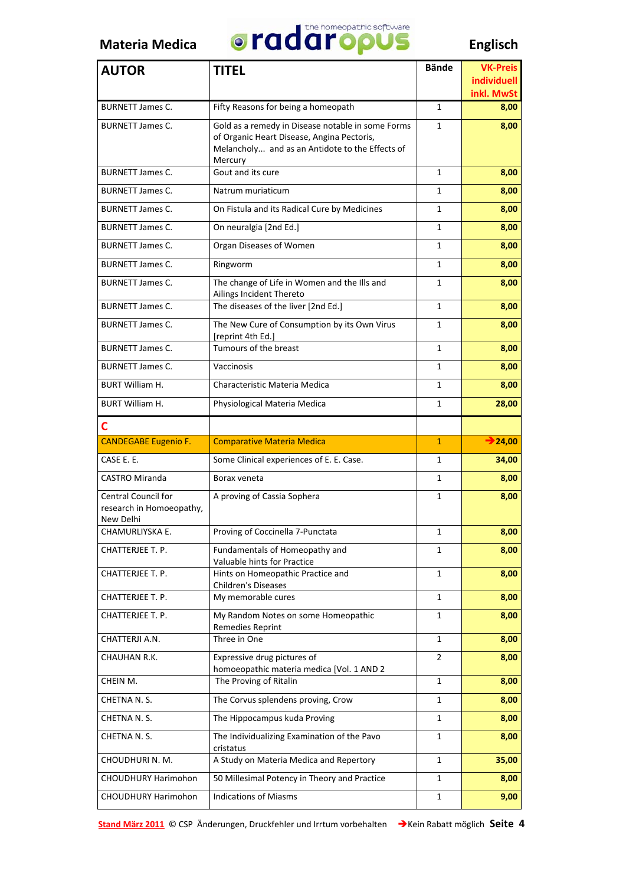| AUTOR | TITEL | Bände | VK-Preis individuell inkl. MwSt |
|---|---|---|---|
| BURNETT James C. | Fifty Reasons for being a homeopath | 1 | 8,00 |
| BURNETT James C. | Gold as a remedy in Disease notable in some Forms of Organic Heart Disease, Angina Pectoris, Melancholy... and as an Antidote to the Effects of Mercury | 1 | 8,00 |
| BURNETT James C. | Gout and its cure | 1 | 8,00 |
| BURNETT James C. | Natrum muriaticum | 1 | 8,00 |
| BURNETT James C. | On Fistula and its Radical Cure by Medicines | 1 | 8,00 |
| BURNETT James C. | On neuralgia [2nd Ed.] | 1 | 8,00 |
| BURNETT James C. | Organ Diseases of Women | 1 | 8,00 |
| BURNETT James C. | Ringworm | 1 | 8,00 |
| BURNETT James C. | The change of Life in Women and the Ills and Ailings Incident Thereto | 1 | 8,00 |
| BURNETT James C. | The diseases of the liver [2nd Ed.] | 1 | 8,00 |
| BURNETT James C. | The New Cure of Consumption by its Own Virus [reprint 4th Ed.] | 1 | 8,00 |
| BURNETT James C. | Tumours of the breast | 1 | 8,00 |
| BURNETT James C. | Vaccinosis | 1 | 8,00 |
| BURT William H. | Characteristic Materia Medica | 1 | 8,00 |
| BURT William H. | Physiological Materia Medica | 1 | 28,00 |
| **C** | | | |
| CANDEGABE Eugenio F. | Comparative Materia Medica | 1 | ➔24,00 |
| CASE E. E. | Some Clinical experiences of E. E. Case. | 1 | 34,00 |
| CASTRO Miranda | Borax veneta | 1 | 8,00 |
| Central Council for research in Homoeopathy, New Delhi | A proving of Cassia Sophera | 1 | 8,00 |
| CHAMURLIYSKA E. | Proving of Coccinella 7-Punctata | 1 | 8,00 |
| CHATTERJEE T. P. | Fundamentals of Homeopathy and Valuable hints for Practice | 1 | 8,00 |
| CHATTERJEE T. P. | Hints on Homeopathic Practice and Children's Diseases | 1 | 8,00 |
| CHATTERJEE T. P. | My memorable cures | 1 | 8,00 |
| CHATTERJEE T. P. | My Random Notes on some Homeopathic Remedies Reprint | 1 | 8,00 |
| CHATTERJI A.N. | Three in One | 1 | 8,00 |
| CHAUHAN R.K. | Expressive drug pictures of homoeopathic materia medica [Vol. 1 AND 2 | 2 | 8,00 |
| CHEIN M. | The Proving of Ritalin | 1 | 8,00 |
| CHETNA N. S. | The Corvus splendens proving, Crow | 1 | 8,00 |
| CHETNA N. S. | The Hippocampus kuda Proving | 1 | 8,00 |
| CHETNA N. S. | The Individualizing Examination of the Pavo cristatus | 1 | 8,00 |
| CHOUDHURI N. M. | A Study on Materia Medica and Repertory | 1 | 35,00 |
| CHOUDHURY Harimohon | 50 Millesimal Potency in Theory and Practice | 1 | 8,00 |
| CHOUDHURY Harimohon | Indications of Miasms | 1 | 9,00 |

Stand März 2011 © CSP Änderungen, Druckfehler und Irrtum vorbehalten ➔Kein Rabatt möglich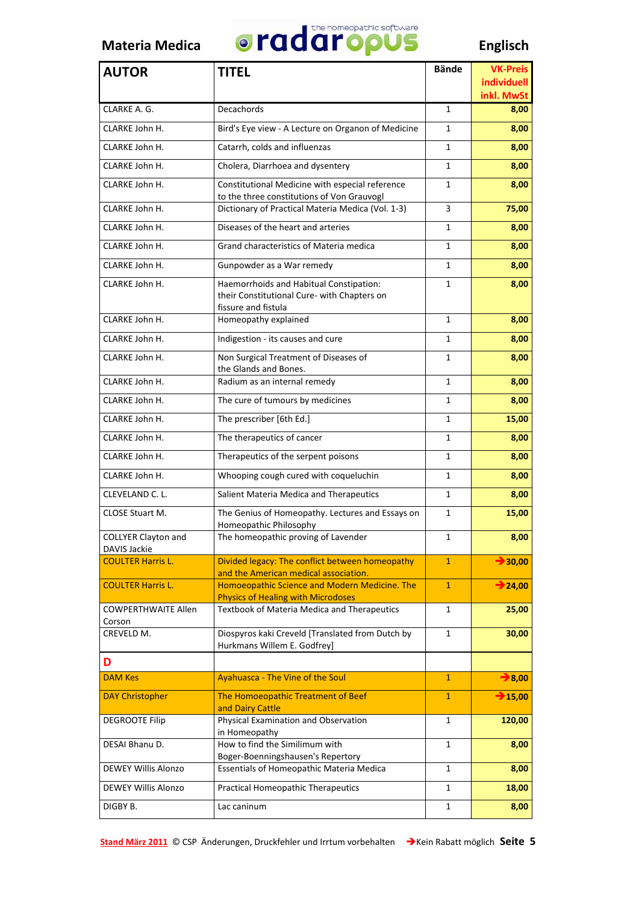Materia Medica **radaropus** the homeopathic software **Englisch**

| AUTOR | TITEL | Bände | VK-Preis individuell inkl. MwSt |
|---|---|---|---|
| CLARKE A. G. | Decachords | 1 | 8,00 |
| CLARKE John H. | Bird's Eye view - A Lecture on Organon of Medicine | 1 | 8,00 |
| CLARKE John H. | Catarrh, colds and influenzas | 1 | 8,00 |
| CLARKE John H. | Cholera, Diarrhoea and dysentery | 1 | 8,00 |
| CLARKE John H. | Constitutional Medicine with especial reference to the three constitutions of Von Grauvogl | 1 | 8,00 |
| CLARKE John H. | Dictionary of Practical Materia Medica (Vol. 1-3) | 3 | 75,00 |
| CLARKE John H. | Diseases of the heart and arteries | 1 | 8,00 |
| CLARKE John H. | Grand characteristics of Materia medica | 1 | 8,00 |
| CLARKE John H. | Gunpowder as a War remedy | 1 | 8,00 |
| CLARKE John H. | Haemorrhoids and Habitual Constipation: their Constitutional Cure- with Chapters on fissure and fistula | 1 | 8,00 |
| CLARKE John H. | Homeopathy explained | 1 | 8,00 |
| CLARKE John H. | Indigestion - its causes and cure | 1 | 8,00 |
| CLARKE John H. | Non Surgical Treatment of Diseases of the Glands and Bones. | 1 | 8,00 |
| CLARKE John H. | Radium as an internal remedy | 1 | 8,00 |
| CLARKE John H. | The cure of tumours by medicines | 1 | 8,00 |
| CLARKE John H. | The prescriber [6th Ed.] | 1 | 15,00 |
| CLARKE John H. | The therapeutics of cancer | 1 | 8,00 |
| CLARKE John H. | Therapeutics of the serpent poisons | 1 | 8,00 |
| CLARKE John H. | Whooping cough cured with coqueluchin | 1 | 8,00 |
| CLEVELAND C. L. | Salient Materia Medica and Therapeutics | 1 | 8,00 |
| CLOSE Stuart M. | The Genius of Homeopathy. Lectures and Essays on Homeopathic Philosophy | 1 | 15,00 |
| COLLYER Clayton and DAVIS Jackie | The homeopathic proving of Lavender | 1 | 8,00 |
| COULTER Harris L. | Divided legacy: The conflict between homeopathy and the American medical association. | 1 | →30,00 |
| COULTER Harris L. | Homoeopathic Science and Modern Medicine. The Physics of Healing with Microdoses | 1 | →24,00 |
| COWPERTHWAITE Allen Corson | Textbook of Materia Medica and Therapeutics | 1 | 25,00 |
| CREVELD M. | Diospyros kaki Creveld [Translated from Dutch by Hurkmans Willem E. Godfrey] | 1 | 30,00 |
| **D** | | | |
| DAM Kes | Ayahuasca - The Vine of the Soul | 1 | →8,00 |
| DAY Christopher | The Homoeopathic Treatment of Beef and Dairy Cattle | 1 | →15,00 |
| DEGROOTE Filip | Physical Examination and Observation in Homeopathy | 1 | 120,00 |
| DESAI Bhanu D. | How to find the Similimum with Boger-Boenningshausen's Repertory | 1 | 8,00 |
| DEWEY Willis Alonzo | Essentials of Homeopathic Materia Medica | 1 | 8,00 |
| DEWEY Willis Alonzo | Practical Homeopathic Therapeutics | 1 | 18,00 |
| DIGBY B. | Lac caninum | 1 | 8,00 |

Stand März 2011 © CSP Änderungen, Druckfehler und Irrtum vorbehalten →Kein Rabatt möglich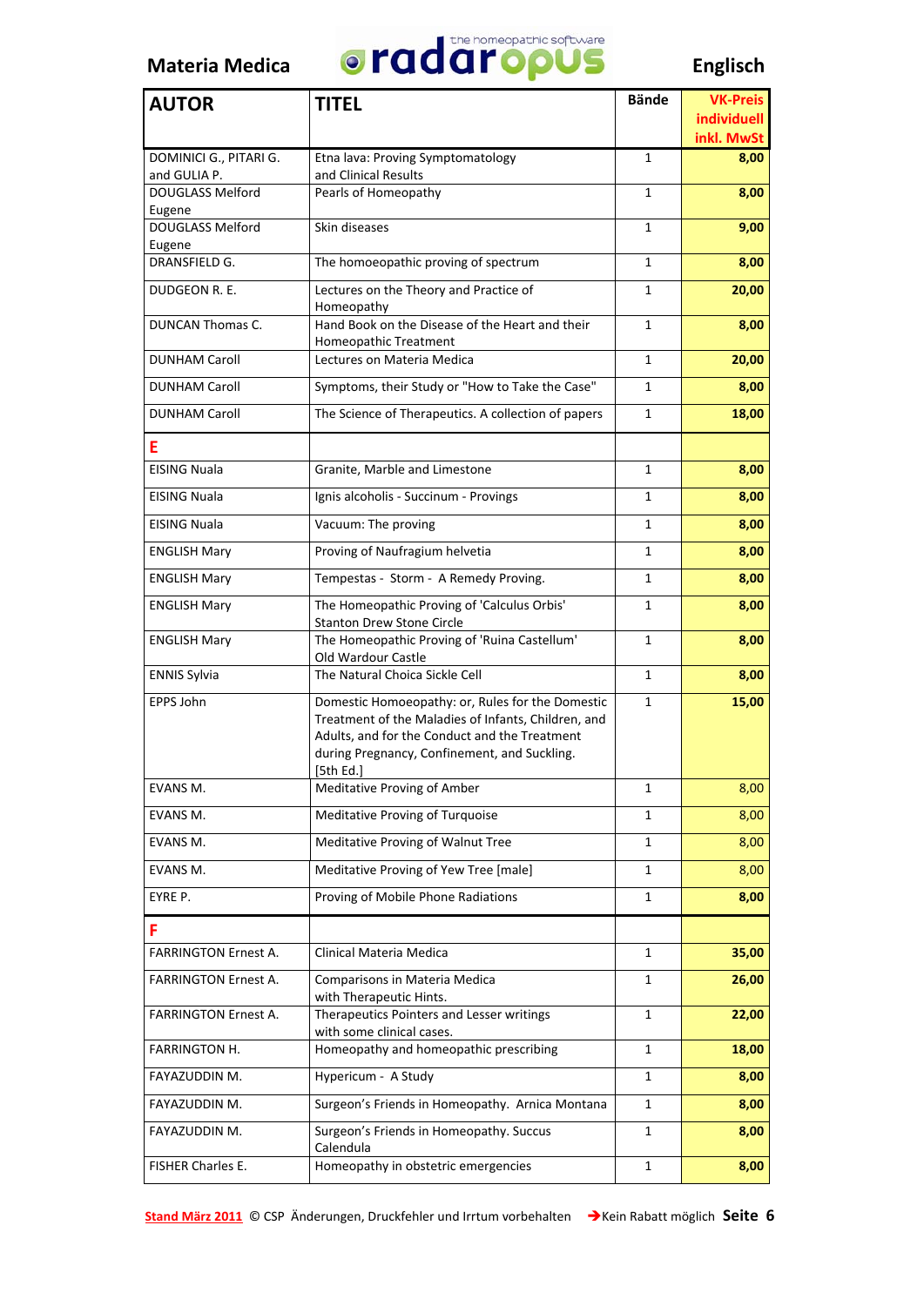Materia Medica — radaropus (the homeopathic software) — Englisch

| AUTOR | TITEL | Bände | VK-Preis individuell inkl. MwSt |
|---|---|---|---|
| DOMINICI G., PITARI G. and GULIA P. | Etna lava: Proving Symptomatology and Clinical Results | 1 | **8,00** |
| DOUGLASS Melford Eugene | Pearls of Homeopathy | 1 | **8,00** |
| DOUGLASS Melford Eugene | Skin diseases | 1 | **9,00** |
| DRANSFIELD G. | The homoeopathic proving of spectrum | 1 | **8,00** |
| DUDGEON R. E. | Lectures on the Theory and Practice of Homeopathy | 1 | **20,00** |
| DUNCAN Thomas C. | Hand Book on the Disease of the Heart and their Homeopathic Treatment | 1 | **8,00** |
| DUNHAM Caroll | Lectures on Materia Medica | 1 | **20,00** |
| DUNHAM Caroll | Symptoms, their Study or "How to Take the Case" | 1 | **8,00** |
| DUNHAM Caroll | The Science of Therapeutics. A collection of papers | 1 | **18,00** |
| **E** | | | |
| EISING Nuala | Granite, Marble and Limestone | 1 | **8,00** |
| EISING Nuala | Ignis alcoholis - Succinum - Provings | 1 | **8,00** |
| EISING Nuala | Vacuum: The proving | 1 | **8,00** |
| ENGLISH Mary | Proving of Naufragium helvetia | 1 | **8,00** |
| ENGLISH Mary | Tempestas - Storm - A Remedy Proving. | 1 | **8,00** |
| ENGLISH Mary | The Homeopathic Proving of 'Calculus Orbis' Stanton Drew Stone Circle | 1 | **8,00** |
| ENGLISH Mary | The Homeopathic Proving of 'Ruina Castellum' Old Wardour Castle | 1 | **8,00** |
| ENNIS Sylvia | The Natural Choica Sickle Cell | 1 | **8,00** |
| EPPS John | Domestic Homoeopathy: or, Rules for the Domestic Treatment of the Maladies of Infants, Children, and Adults, and for the Conduct and the Treatment during Pregnancy, Confinement, and Suckling. [5th Ed.] | 1 | **15,00** |
| EVANS M. | Meditative Proving of Amber | 1 | 8,00 |
| EVANS M. | Meditative Proving of Turquoise | 1 | 8,00 |
| EVANS M. | Meditative Proving of Walnut Tree | 1 | 8,00 |
| EVANS M. | Meditative Proving of Yew Tree [male] | 1 | 8,00 |
| EYRE P. | Proving of Mobile Phone Radiations | 1 | **8,00** |
| **F** | | | |
| FARRINGTON Ernest A. | Clinical Materia Medica | 1 | **35,00** |
| FARRINGTON Ernest A. | Comparisons in Materia Medica with Therapeutic Hints. | 1 | **26,00** |
| FARRINGTON Ernest A. | Therapeutics Pointers and Lesser writings with some clinical cases. | 1 | **22,00** |
| FARRINGTON H. | Homeopathy and homeopathic prescribing | 1 | **18,00** |
| FAYAZUDDIN M. | Hypericum - A Study | 1 | **8,00** |
| FAYAZUDDIN M. | Surgeon's Friends in Homeopathy. Arnica Montana | 1 | **8,00** |
| FAYAZUDDIN M. | Surgeon's Friends in Homeopathy. Succus Calendula | 1 | **8,00** |
| FISHER Charles E. | Homeopathy in obstetric emergencies | 1 | **8,00** |

Stand März 2011 © CSP Änderungen, Druckfehler und Irrtum vorbehalten → Kein Rabatt möglich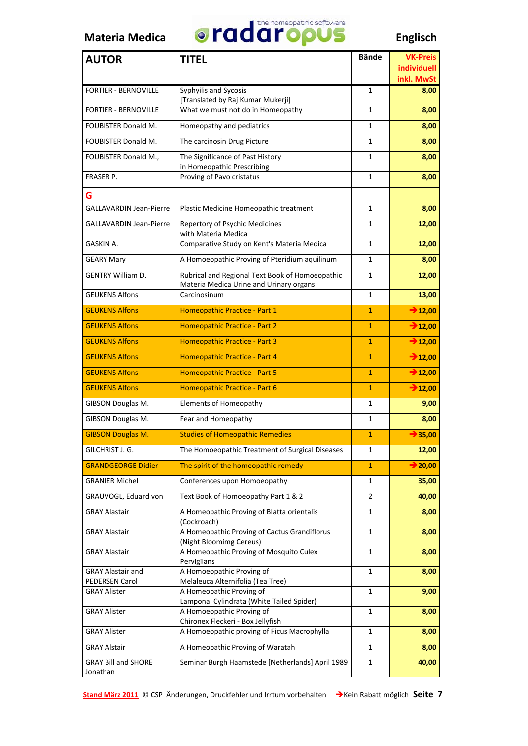Materia Medica — radaropus — the homeopathic software — Englisch

| AUTOR | TITEL | Bände | VK-Preis individuell inkl. MwSt |
|---|---|---|---|
| FORTIER - BERNOVILLE | Syphyilis and Sycosis [Translated by Raj Kumar Mukerji] | 1 | 8,00 |
| FORTIER - BERNOVILLE | What we must not do in Homeopathy | 1 | 8,00 |
| FOUBISTER Donald M. | Homeopathy and pediatrics | 1 | 8,00 |
| FOUBISTER Donald M. | The carcinosin Drug Picture | 1 | 8,00 |
| FOUBISTER Donald M., | The Significance of Past History in Homeopathic Prescribing | 1 | 8,00 |
| FRASER P. | Proving of Pavo cristatus | 1 | 8,00 |
| **G** | | | |
| GALLAVARDIN Jean-Pierre | Plastic Medicine Homeopathic treatment | 1 | 8,00 |
| GALLAVARDIN Jean-Pierre | Repertory of Psychic Medicines with Materia Medica | 1 | 12,00 |
| GASKIN A. | Comparative Study on Kent's Materia Medica | 1 | 12,00 |
| GEARY Mary | A Homoeopathic Proving of Pteridium aquilinum | 1 | 8,00 |
| GENTRY William D. | Rubrical and Regional Text Book of Homoeopathic Materia Medica Urine and Urinary organs | 1 | 12,00 |
| GEUKENS Alfons | Carcinosinum | 1 | 13,00 |
| GEUKENS Alfons | Homeopathic Practice - Part 1 | 1 | →12,00 |
| GEUKENS Alfons | Homeopathic Practice - Part 2 | 1 | →12,00 |
| GEUKENS Alfons | Homeopathic Practice - Part 3 | 1 | →12,00 |
| GEUKENS Alfons | Homeopathic Practice - Part 4 | 1 | →12,00 |
| GEUKENS Alfons | Homeopathic Practice - Part 5 | 1 | →12,00 |
| GEUKENS Alfons | Homeopathic Practice - Part 6 | 1 | →12,00 |
| GIBSON Douglas M. | Elements of Homeopathy | 1 | 9,00 |
| GIBSON Douglas M. | Fear and Homeopathy | 1 | 8,00 |
| GIBSON Douglas M. | Studies of Homeopathic Remedies | 1 | →35,00 |
| GILCHRIST J. G. | The Homoeopathic Treatment of Surgical Diseases | 1 | 12,00 |
| GRANDGEORGE Didier | The spirit of the homeopathic remedy | 1 | →20,00 |
| GRANIER Michel | Conferences upon Homoeopathy | 1 | 35,00 |
| GRAUVOGL, Eduard von | Text Book of Homoeopathy Part 1 & 2 | 2 | 40,00 |
| GRAY Alastair | A Homeopathic Proving of Blatta orientalis (Cockroach) | 1 | 8,00 |
| GRAY Alastair | A Homeopathic Proving of Cactus Grandiflorus (Night Bloomimg Cereus) | 1 | 8,00 |
| GRAY Alastair | A Homeopathic Proving of Mosquito Culex Pervigilans | 1 | 8,00 |
| GRAY Alastair and PEDERSEN Carol | A Homoeopathic Proving of Melaleuca Alternifolia (Tea Tree) | 1 | 8,00 |
| GRAY Alister | A Homeopathic Proving of Lampona Cylindrata (White Tailed Spider) | 1 | 9,00 |
| GRAY Alister | A Homoeopathic Proving of Chironex Fleckeri - Box Jellyfish | 1 | 8,00 |
| GRAY Alister | A Homoeopathic proving of Ficus Macrophylla | 1 | 8,00 |
| GRAY Alstair | A Homeopathic Proving of Waratah | 1 | 8,00 |
| GRAY Bill and SHORE Jonathan | Seminar Burgh Haamstede [Netherlands] April 1989 | 1 | 40,00 |

Stand März 2011 © CSP Änderungen, Druckfehler und Irrtum vorbehalten →Kein Rabatt möglich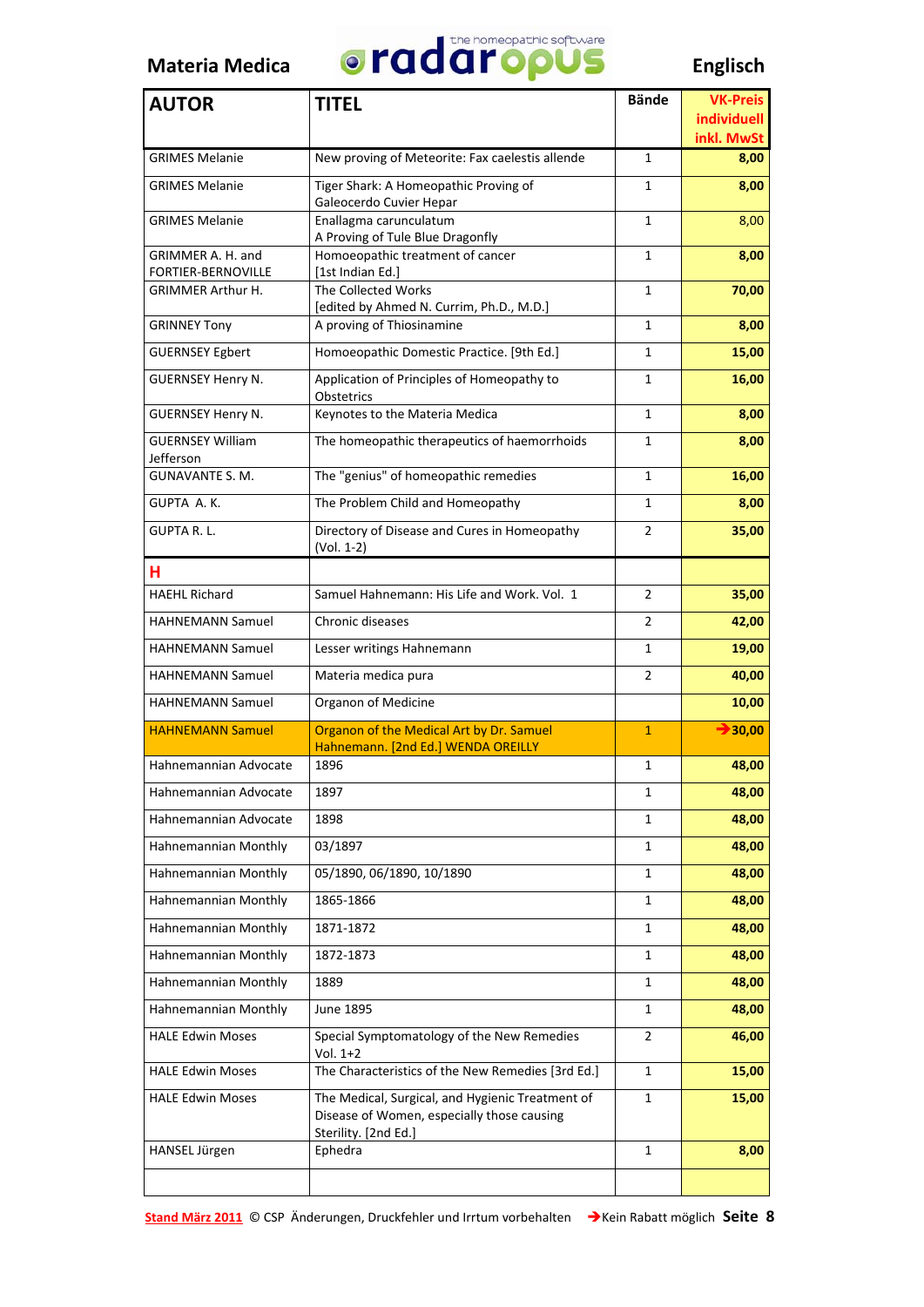**Materia Medica** radaropus – the homeopathic software **Englisch**

| AUTOR | TITEL | Bände | VK-Preis individuell inkl. MwSt |
|---|---|---|---|
| GRIMES Melanie | New proving of Meteorite: Fax caelestis allende | 1 | **8,00** |
| GRIMES Melanie | Tiger Shark: A Homeopathic Proving of Galeocerdo Cuvier Hepar | 1 | **8,00** |
| GRIMES Melanie | Enallagma carunculatum A Proving of Tule Blue Dragonfly | 1 | 8,00 |
| GRIMMER A. H. and FORTIER-BERNOVILLE | Homoeopathic treatment of cancer [1st Indian Ed.] | 1 | **8,00** |
| GRIMMER Arthur H. | The Collected Works [edited by Ahmed N. Currim, Ph.D., M.D.] | 1 | **70,00** |
| GRINNEY Tony | A proving of Thiosinamine | 1 | **8,00** |
| GUERNSEY Egbert | Homoeopathic Domestic Practice. [9th Ed.] | 1 | **15,00** |
| GUERNSEY Henry N. | Application of Principles of Homeopathy to Obstetrics | 1 | **16,00** |
| GUERNSEY Henry N. | Keynotes to the Materia Medica | 1 | **8,00** |
| GUERNSEY William Jefferson | The homeopathic therapeutics of haemorrhoids | 1 | **8,00** |
| GUNAVANTE S. M. | The "genius" of homeopathic remedies | 1 | **16,00** |
| GUPTA A. K. | The Problem Child and Homeopathy | 1 | **8,00** |
| GUPTA R. L. | Directory of Disease and Cures in Homeopathy (Vol. 1-2) | 2 | **35,00** |
| **H** | | | |
| HAEHL Richard | Samuel Hahnemann: His Life and Work. Vol. 1 | 2 | **35,00** |
| HAHNEMANN Samuel | Chronic diseases | 2 | **42,00** |
| HAHNEMANN Samuel | Lesser writings Hahnemann | 1 | **19,00** |
| HAHNEMANN Samuel | Materia medica pura | 2 | **40,00** |
| HAHNEMANN Samuel | Organon of Medicine | | **10,00** |
| HAHNEMANN Samuel | Organon of the Medical Art by Dr. Samuel Hahnemann. [2nd Ed.] WENDA OREILLY | 1 | **→30,00** |
| Hahnemannian Advocate | 1896 | 1 | **48,00** |
| Hahnemannian Advocate | 1897 | 1 | **48,00** |
| Hahnemannian Advocate | 1898 | 1 | **48,00** |
| Hahnemannian Monthly | 03/1897 | 1 | **48,00** |
| Hahnemannian Monthly | 05/1890, 06/1890, 10/1890 | 1 | **48,00** |
| Hahnemannian Monthly | 1865-1866 | 1 | **48,00** |
| Hahnemannian Monthly | 1871-1872 | 1 | **48,00** |
| Hahnemannian Monthly | 1872-1873 | 1 | **48,00** |
| Hahnemannian Monthly | 1889 | 1 | **48,00** |
| Hahnemannian Monthly | June 1895 | 1 | **48,00** |
| HALE Edwin Moses | Special Symptomatology of the New Remedies Vol. 1+2 | 2 | **46,00** |
| HALE Edwin Moses | The Characteristics of the New Remedies [3rd Ed.] | 1 | **15,00** |
| HALE Edwin Moses | The Medical, Surgical, and Hygienic Treatment of Disease of Women, especially those causing Sterility. [2nd Ed.] | 1 | **15,00** |
| HANSEL Jürgen | Ephedra | 1 | **8,00** |
| | | | |

Stand März 2011 © CSP Änderungen, Druckfehler und Irrtum vorbehalten →Kein Rabatt möglich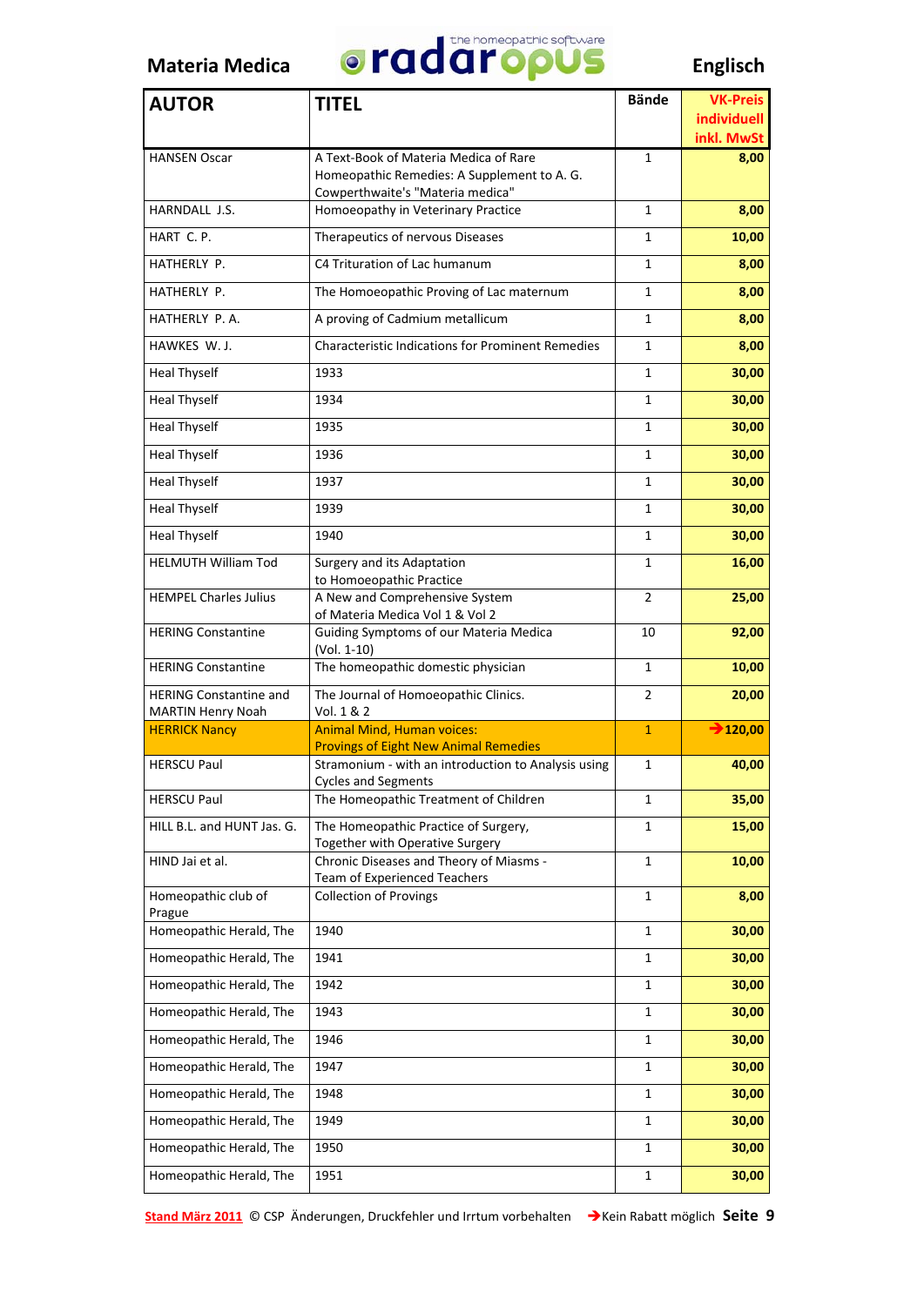Materia Medica — radaropus — Englisch

| AUTOR | TITEL | Bände | VK-Preis individuell inkl. MwSt |
|---|---|---|---|
| HANSEN Oscar | A Text-Book of Materia Medica of Rare Homeopathic Remedies: A Supplement to A. G. Cowperthwaite's "Materia medica" | 1 | 8,00 |
| HARNDALL J.S. | Homoeopathy in Veterinary Practice | 1 | 8,00 |
| HART C. P. | Therapeutics of nervous Diseases | 1 | 10,00 |
| HATHERLY P. | C4 Trituration of Lac humanum | 1 | 8,00 |
| HATHERLY P. | The Homoeopathic Proving of Lac maternum | 1 | 8,00 |
| HATHERLY P. A. | A proving of Cadmium metallicum | 1 | 8,00 |
| HAWKES W. J. | Characteristic Indications for Prominent Remedies | 1 | 8,00 |
| Heal Thyself | 1933 | 1 | 30,00 |
| Heal Thyself | 1934 | 1 | 30,00 |
| Heal Thyself | 1935 | 1 | 30,00 |
| Heal Thyself | 1936 | 1 | 30,00 |
| Heal Thyself | 1937 | 1 | 30,00 |
| Heal Thyself | 1939 | 1 | 30,00 |
| Heal Thyself | 1940 | 1 | 30,00 |
| HELMUTH William Tod | Surgery and its Adaptation to Homoeopathic Practice | 1 | 16,00 |
| HEMPEL Charles Julius | A New and Comprehensive System of Materia Medica Vol 1 & Vol 2 | 2 | 25,00 |
| HERING Constantine | Guiding Symptoms of our Materia Medica (Vol. 1-10) | 10 | 92,00 |
| HERING Constantine | The homeopathic domestic physician | 1 | 10,00 |
| HERING Constantine and MARTIN Henry Noah | The Journal of Homoeopathic Clinics. Vol. 1 & 2 | 2 | 20,00 |
| HERRICK Nancy | Animal Mind, Human voices: Provings of Eight New Animal Remedies | 1 | → 120,00 |
| HERSCU Paul | Stramonium - with an introduction to Analysis using Cycles and Segments | 1 | 40,00 |
| HERSCU Paul | The Homeopathic Treatment of Children | 1 | 35,00 |
| HILL B.L. and HUNT Jas. G. | The Homeopathic Practice of Surgery, Together with Operative Surgery | 1 | 15,00 |
| HIND Jai et al. | Chronic Diseases and Theory of Miasms - Team of Experienced Teachers | 1 | 10,00 |
| Homeopathic club of Prague | Collection of Provings | 1 | 8,00 |
| Homeopathic Herald, The | 1940 | 1 | 30,00 |
| Homeopathic Herald, The | 1941 | 1 | 30,00 |
| Homeopathic Herald, The | 1942 | 1 | 30,00 |
| Homeopathic Herald, The | 1943 | 1 | 30,00 |
| Homeopathic Herald, The | 1946 | 1 | 30,00 |
| Homeopathic Herald, The | 1947 | 1 | 30,00 |
| Homeopathic Herald, The | 1948 | 1 | 30,00 |
| Homeopathic Herald, The | 1949 | 1 | 30,00 |
| Homeopathic Herald, The | 1950 | 1 | 30,00 |
| Homeopathic Herald, The | 1951 | 1 | 30,00 |

Stand März 2011 © CSP Änderungen, Druckfehler und Irrtum vorbehalten → Kein Rabatt möglich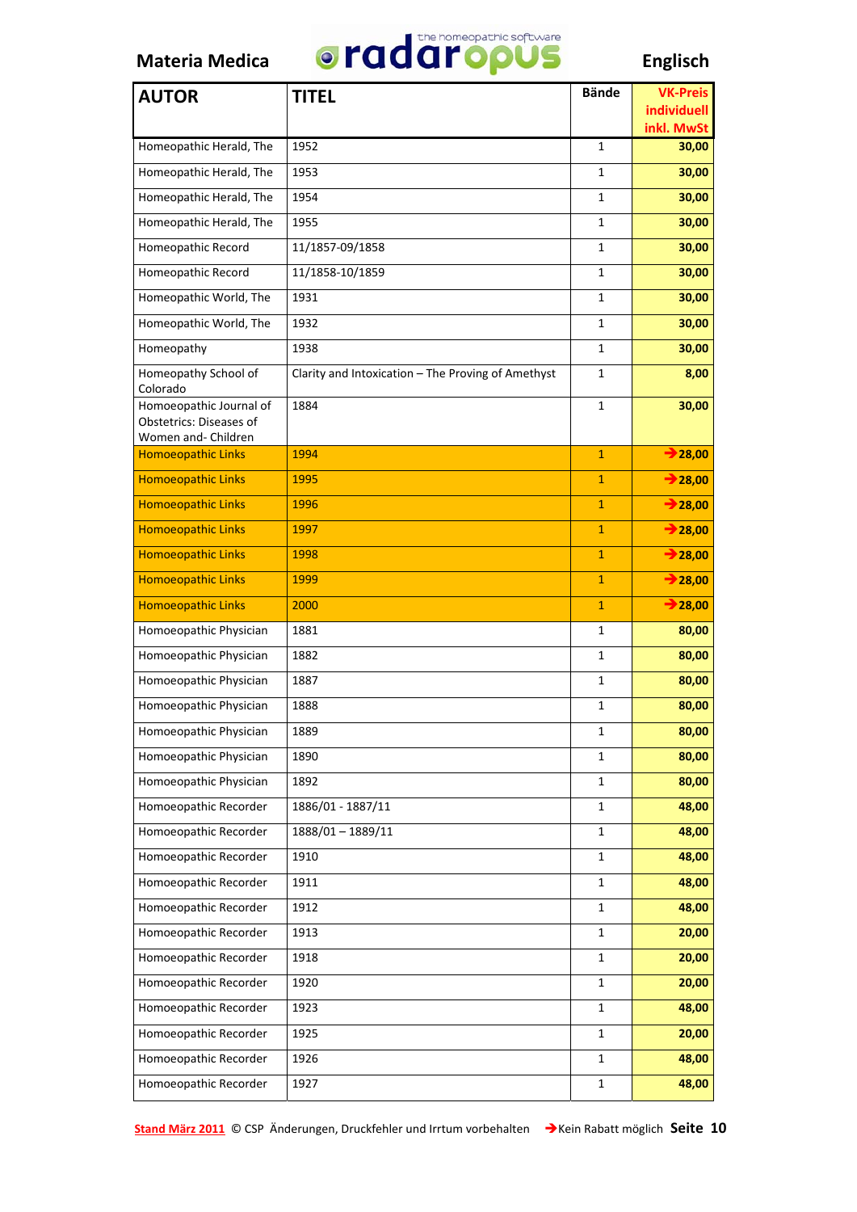Materia Medica — radaropus the homeopathic software — Englisch

| AUTOR | TITEL | Bände | VK-Preis individuell inkl. MwSt |
|---|---|---|---|
| Homeopathic Herald, The | 1952 | 1 | 30,00 |
| Homeopathic Herald, The | 1953 | 1 | 30,00 |
| Homeopathic Herald, The | 1954 | 1 | 30,00 |
| Homeopathic Herald, The | 1955 | 1 | 30,00 |
| Homeopathic Record | 11/1857-09/1858 | 1 | 30,00 |
| Homeopathic Record | 11/1858-10/1859 | 1 | 30,00 |
| Homeopathic World, The | 1931 | 1 | 30,00 |
| Homeopathic World, The | 1932 | 1 | 30,00 |
| Homeopathy | 1938 | 1 | 30,00 |
| Homeopathy School of Colorado | Clarity and Intoxication – The Proving of Amethyst | 1 | 8,00 |
| Homoeopathic Journal of Obstetrics: Diseases of Women and- Children | 1884 | 1 | 30,00 |
| Homoeopathic Links | 1994 | 1 | →28,00 |
| Homoeopathic Links | 1995 | 1 | →28,00 |
| Homoeopathic Links | 1996 | 1 | →28,00 |
| Homoeopathic Links | 1997 | 1 | →28,00 |
| Homoeopathic Links | 1998 | 1 | →28,00 |
| Homoeopathic Links | 1999 | 1 | →28,00 |
| Homoeopathic Links | 2000 | 1 | →28,00 |
| Homoeopathic Physician | 1881 | 1 | 80,00 |
| Homoeopathic Physician | 1882 | 1 | 80,00 |
| Homoeopathic Physician | 1887 | 1 | 80,00 |
| Homoeopathic Physician | 1888 | 1 | 80,00 |
| Homoeopathic Physician | 1889 | 1 | 80,00 |
| Homoeopathic Physician | 1890 | 1 | 80,00 |
| Homoeopathic Physician | 1892 | 1 | 80,00 |
| Homoeopathic Recorder | 1886/01 - 1887/11 | 1 | 48,00 |
| Homoeopathic Recorder | 1888/01 – 1889/11 | 1 | 48,00 |
| Homoeopathic Recorder | 1910 | 1 | 48,00 |
| Homoeopathic Recorder | 1911 | 1 | 48,00 |
| Homoeopathic Recorder | 1912 | 1 | 48,00 |
| Homoeopathic Recorder | 1913 | 1 | 20,00 |
| Homoeopathic Recorder | 1918 | 1 | 20,00 |
| Homoeopathic Recorder | 1920 | 1 | 20,00 |
| Homoeopathic Recorder | 1923 | 1 | 48,00 |
| Homoeopathic Recorder | 1925 | 1 | 20,00 |
| Homoeopathic Recorder | 1926 | 1 | 48,00 |
| Homoeopathic Recorder | 1927 | 1 | 48,00 |

Stand März 2011 © CSP Änderungen, Druckfehler und Irrtum vorbehalten →Kein Rabatt möglich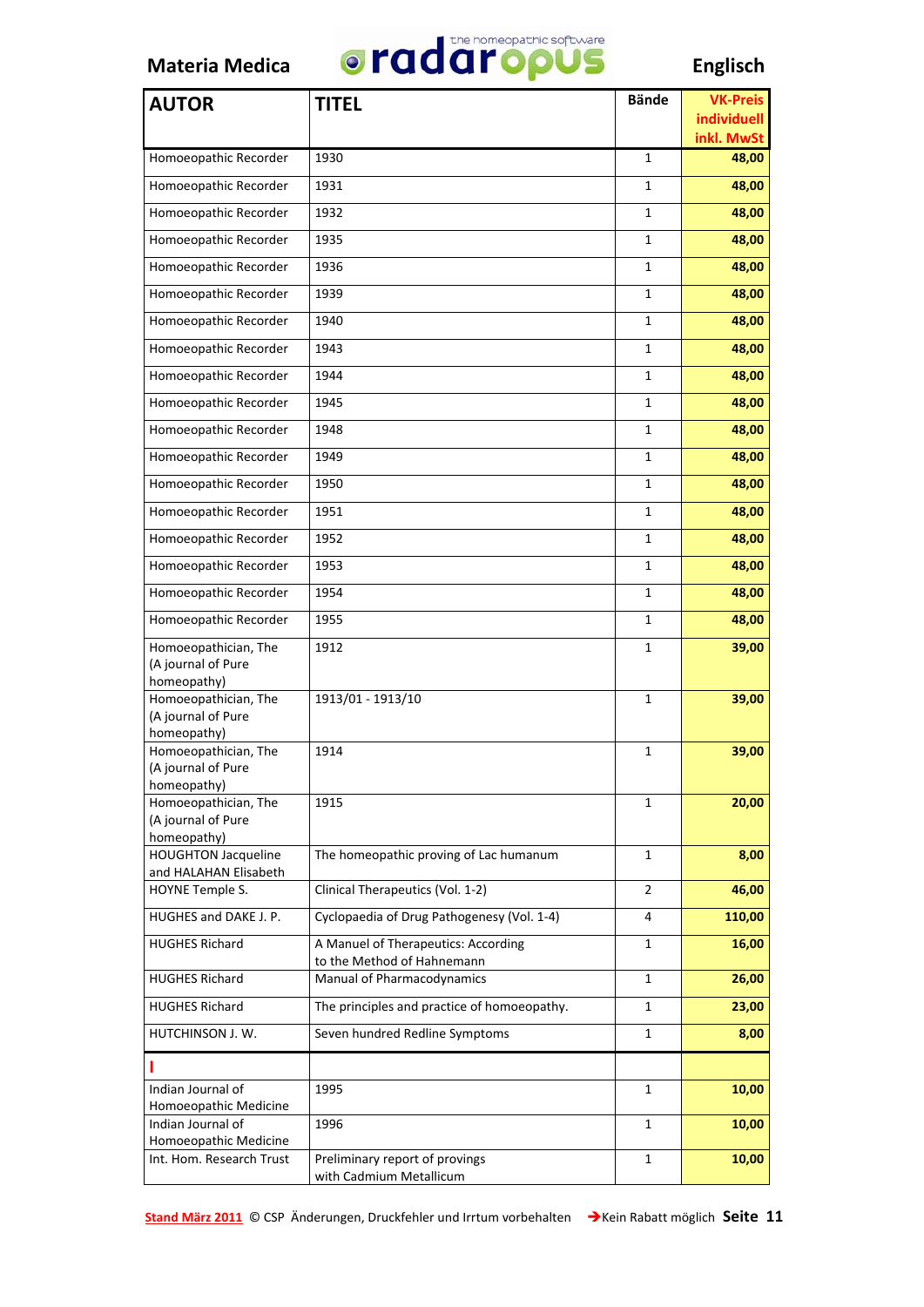Materia Medica | radaropus the homeopathic software | Englisch

| AUTOR | TITEL | Bände | VK-Preis individuell inkl. MwSt |
|---|---|---|---|
| Homoeopathic Recorder | 1930 | 1 | 48,00 |
| Homoeopathic Recorder | 1931 | 1 | 48,00 |
| Homoeopathic Recorder | 1932 | 1 | 48,00 |
| Homoeopathic Recorder | 1935 | 1 | 48,00 |
| Homoeopathic Recorder | 1936 | 1 | 48,00 |
| Homoeopathic Recorder | 1939 | 1 | 48,00 |
| Homoeopathic Recorder | 1940 | 1 | 48,00 |
| Homoeopathic Recorder | 1943 | 1 | 48,00 |
| Homoeopathic Recorder | 1944 | 1 | 48,00 |
| Homoeopathic Recorder | 1945 | 1 | 48,00 |
| Homoeopathic Recorder | 1948 | 1 | 48,00 |
| Homoeopathic Recorder | 1949 | 1 | 48,00 |
| Homoeopathic Recorder | 1950 | 1 | 48,00 |
| Homoeopathic Recorder | 1951 | 1 | 48,00 |
| Homoeopathic Recorder | 1952 | 1 | 48,00 |
| Homoeopathic Recorder | 1953 | 1 | 48,00 |
| Homoeopathic Recorder | 1954 | 1 | 48,00 |
| Homoeopathic Recorder | 1955 | 1 | 48,00 |
| Homoeopathician, The (A journal of Pure homeopathy) | 1912 | 1 | 39,00 |
| Homoeopathician, The (A journal of Pure homeopathy) | 1913/01 - 1913/10 | 1 | 39,00 |
| Homoeopathician, The (A journal of Pure homeopathy) | 1914 | 1 | 39,00 |
| Homoeopathician, The (A journal of Pure homeopathy) | 1915 | 1 | 20,00 |
| HOUGHTON Jacqueline and HALAHAN Elisabeth | The homeopathic proving of Lac humanum | 1 | 8,00 |
| HOYNE Temple S. | Clinical Therapeutics (Vol. 1-2) | 2 | 46,00 |
| HUGHES and DAKE J. P. | Cyclopaedia of Drug Pathogenesy (Vol. 1-4) | 4 | 110,00 |
| HUGHES Richard | A Manuel of Therapeutics: According to the Method of Hahnemann | 1 | 16,00 |
| HUGHES Richard | Manual of Pharmacodynamics | 1 | 26,00 |
| HUGHES Richard | The principles and practice of homoeopathy. | 1 | 23,00 |
| HUTCHINSON J. W. | Seven hundred Redline Symptoms | 1 | 8,00 |
| **I** | | | |
| Indian Journal of Homoeopathic Medicine | 1995 | 1 | 10,00 |
| Indian Journal of Homoeopathic Medicine | 1996 | 1 | 10,00 |
| Int. Hom. Research Trust | Preliminary report of provings with Cadmium Metallicum | 1 | 10,00 |

Stand März 2011 © CSP Änderungen, Druckfehler und Irrtum vorbehalten → Kein Rabatt möglich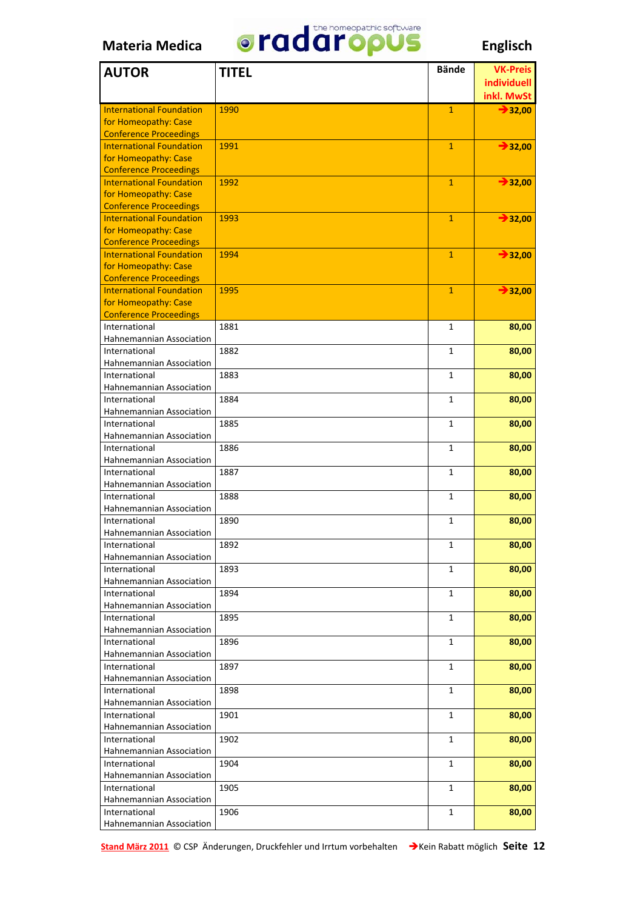Materia Medica — radaropus (the homeopathic software) — Englisch

| AUTOR | TITEL | Bände | VK-Preis individuell inkl. MwSt |
|---|---|---|---|
| International Foundation for Homeopathy: Case Conference Proceedings | 1990 | 1 | →32,00 |
| International Foundation for Homeopathy: Case Conference Proceedings | 1991 | 1 | →32,00 |
| International Foundation for Homeopathy: Case Conference Proceedings | 1992 | 1 | →32,00 |
| International Foundation for Homeopathy: Case Conference Proceedings | 1993 | 1 | →32,00 |
| International Foundation for Homeopathy: Case Conference Proceedings | 1994 | 1 | →32,00 |
| International Foundation for Homeopathy: Case Conference Proceedings | 1995 | 1 | →32,00 |
| International Hahnemannian Association | 1881 | 1 | 80,00 |
| International Hahnemannian Association | 1882 | 1 | 80,00 |
| International Hahnemannian Association | 1883 | 1 | 80,00 |
| International Hahnemannian Association | 1884 | 1 | 80,00 |
| International Hahnemannian Association | 1885 | 1 | 80,00 |
| International Hahnemannian Association | 1886 | 1 | 80,00 |
| International Hahnemannian Association | 1887 | 1 | 80,00 |
| International Hahnemannian Association | 1888 | 1 | 80,00 |
| International Hahnemannian Association | 1890 | 1 | 80,00 |
| International Hahnemannian Association | 1892 | 1 | 80,00 |
| International Hahnemannian Association | 1893 | 1 | 80,00 |
| International Hahnemannian Association | 1894 | 1 | 80,00 |
| International Hahnemannian Association | 1895 | 1 | 80,00 |
| International Hahnemannian Association | 1896 | 1 | 80,00 |
| International Hahnemannian Association | 1897 | 1 | 80,00 |
| International Hahnemannian Association | 1898 | 1 | 80,00 |
| International Hahnemannian Association | 1901 | 1 | 80,00 |
| International Hahnemannian Association | 1902 | 1 | 80,00 |
| International Hahnemannian Association | 1904 | 1 | 80,00 |
| International Hahnemannian Association | 1905 | 1 | 80,00 |
| International Hahnemannian Association | 1906 | 1 | 80,00 |

Stand März 2011 © CSP Änderungen, Druckfehler und Irrtum vorbehalten →Kein Rabatt möglich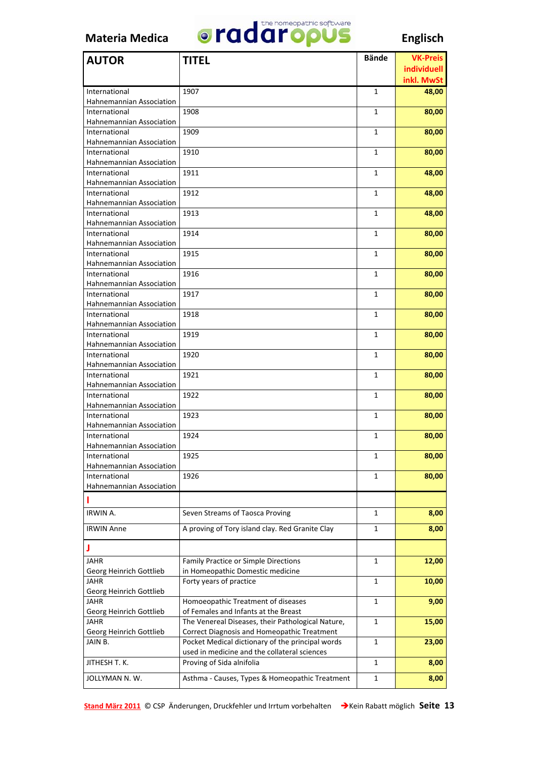Materia Medica radaropus the homeopathic software Englisch

| AUTOR | TITEL | Bände | VK-Preis individuell inkl. MwSt |
|---|---|---|---|
| International Hahnemannian Association | 1907 | 1 | 48,00 |
| International Hahnemannian Association | 1908 | 1 | 80,00 |
| International Hahnemannian Association | 1909 | 1 | 80,00 |
| International Hahnemannian Association | 1910 | 1 | 80,00 |
| International Hahnemannian Association | 1911 | 1 | 48,00 |
| International Hahnemannian Association | 1912 | 1 | 48,00 |
| International Hahnemannian Association | 1913 | 1 | 48,00 |
| International Hahnemannian Association | 1914 | 1 | 80,00 |
| International Hahnemannian Association | 1915 | 1 | 80,00 |
| International Hahnemannian Association | 1916 | 1 | 80,00 |
| International Hahnemannian Association | 1917 | 1 | 80,00 |
| International Hahnemannian Association | 1918 | 1 | 80,00 |
| International Hahnemannian Association | 1919 | 1 | 80,00 |
| International Hahnemannian Association | 1920 | 1 | 80,00 |
| International Hahnemannian Association | 1921 | 1 | 80,00 |
| International Hahnemannian Association | 1922 | 1 | 80,00 |
| International Hahnemannian Association | 1923 | 1 | 80,00 |
| International Hahnemannian Association | 1924 | 1 | 80,00 |
| International Hahnemannian Association | 1925 | 1 | 80,00 |
| International Hahnemannian Association | 1926 | 1 | 80,00 |
| **I** | | | |
| IRWIN A. | Seven Streams of Taosca Proving | 1 | 8,00 |
| IRWIN Anne | A proving of Tory island clay. Red Granite Clay | 1 | 8,00 |
| **J** | | | |
| JAHR Georg Heinrich Gottlieb | Family Practice or Simple Directions in Homeopathic Domestic medicine | 1 | 12,00 |
| JAHR Georg Heinrich Gottlieb | Forty years of practice | 1 | 10,00 |
| JAHR Georg Heinrich Gottlieb | Homoeopathic Treatment of diseases of Females and Infants at the Breast | 1 | 9,00 |
| JAHR Georg Heinrich Gottlieb | The Venereal Diseases, their Pathological Nature, Correct Diagnosis and Homeopathic Treatment | 1 | 15,00 |
| JAIN B. | Pocket Medical dictionary of the principal words used in medicine and the collateral sciences | 1 | 23,00 |
| JITHESH T. K. | Proving of Sida alnifolia | 1 | 8,00 |
| JOLLYMAN N. W. | Asthma - Causes, Types & Homeopathic Treatment | 1 | 8,00 |

Stand März 2011 © CSP Änderungen, Druckfehler und Irrtum vorbehalten → Kein Rabatt möglich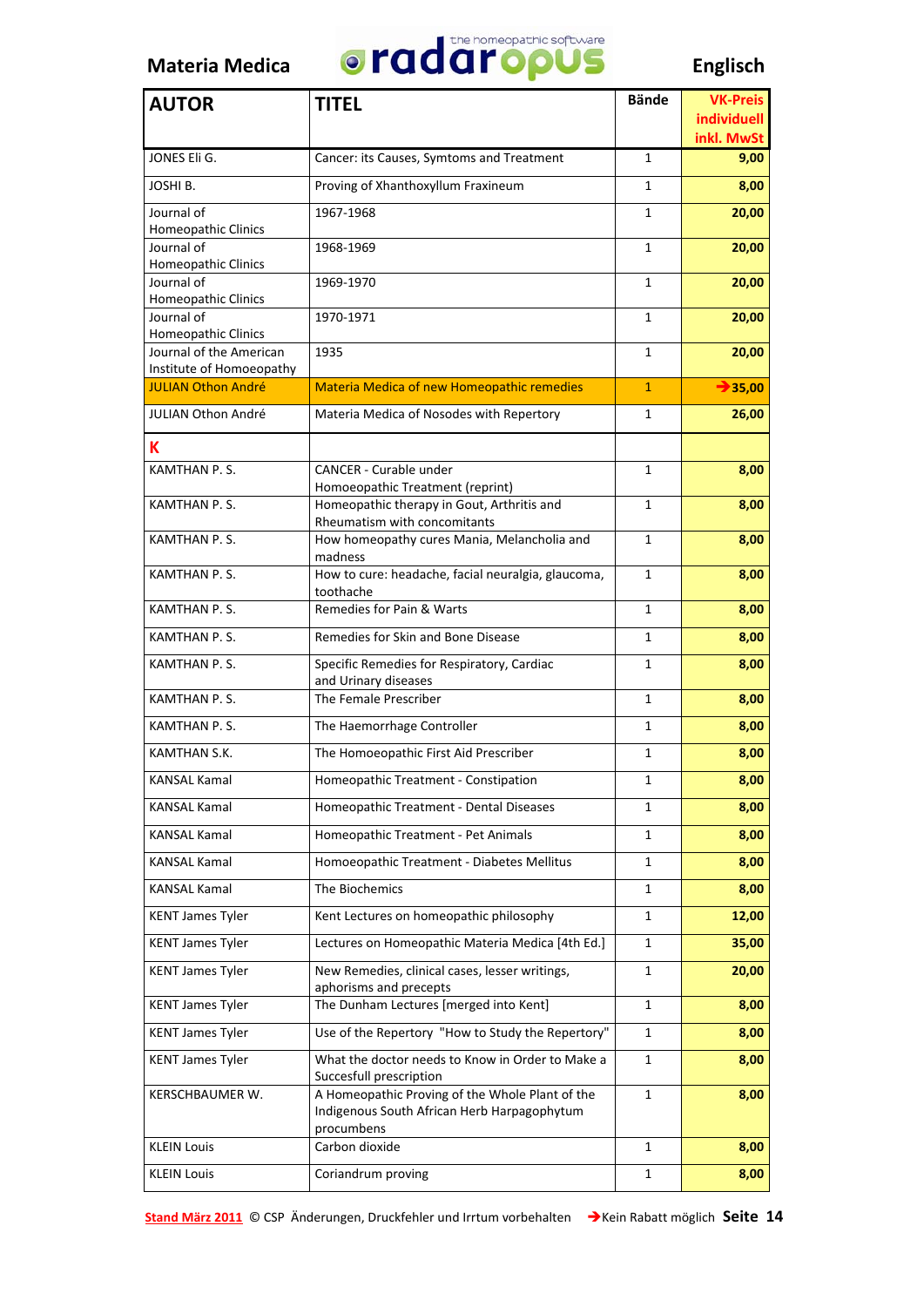**Materia Medica** radaropus – the homeopathic software **Englisch**

| AUTOR | TITEL | Bände | VK-Preis individuell inkl. MwSt |
|---|---|---|---|
| JONES Eli G. | Cancer: its Causes, Symtoms and Treatment | 1 | 9,00 |
| JOSHI B. | Proving of Xhanthoxyllum Fraxineum | 1 | 8,00 |
| Journal of Homeopathic Clinics | 1967-1968 | 1 | 20,00 |
| Journal of Homeopathic Clinics | 1968-1969 | 1 | 20,00 |
| Journal of Homeopathic Clinics | 1969-1970 | 1 | 20,00 |
| Journal of Homeopathic Clinics | 1970-1971 | 1 | 20,00 |
| Journal of the American Institute of Homoeopathy | 1935 | 1 | 20,00 |
| JULIAN Othon André | Materia Medica of new Homeopathic remedies | 1 | →35,00 |
| JULIAN Othon André | Materia Medica of Nosodes with Repertory | 1 | 26,00 |
| **K** | | | |
| KAMTHAN P. S. | CANCER - Curable under Homoeopathic Treatment (reprint) | 1 | 8,00 |
| KAMTHAN P. S. | Homeopathic therapy in Gout, Arthritis and Rheumatism with concomitants | 1 | 8,00 |
| KAMTHAN P. S. | How homeopathy cures Mania, Melancholia and madness | 1 | 8,00 |
| KAMTHAN P. S. | How to cure: headache, facial neuralgia, glaucoma, toothache | 1 | 8,00 |
| KAMTHAN P. S. | Remedies for Pain & Warts | 1 | 8,00 |
| KAMTHAN P. S. | Remedies for Skin and Bone Disease | 1 | 8,00 |
| KAMTHAN P. S. | Specific Remedies for Respiratory, Cardiac and Urinary diseases | 1 | 8,00 |
| KAMTHAN P. S. | The Female Prescriber | 1 | 8,00 |
| KAMTHAN P. S. | The Haemorrhage Controller | 1 | 8,00 |
| KAMTHAN S.K. | The Homoeopathic First Aid Prescriber | 1 | 8,00 |
| KANSAL Kamal | Homeopathic Treatment - Constipation | 1 | 8,00 |
| KANSAL Kamal | Homeopathic Treatment - Dental Diseases | 1 | 8,00 |
| KANSAL Kamal | Homeopathic Treatment - Pet Animals | 1 | 8,00 |
| KANSAL Kamal | Homoeopathic Treatment - Diabetes Mellitus | 1 | 8,00 |
| KANSAL Kamal | The Biochemics | 1 | 8,00 |
| KENT James Tyler | Kent Lectures on homeopathic philosophy | 1 | 12,00 |
| KENT James Tyler | Lectures on Homeopathic Materia Medica [4th Ed.] | 1 | 35,00 |
| KENT James Tyler | New Remedies, clinical cases, lesser writings, aphorisms and precepts | 1 | 20,00 |
| KENT James Tyler | The Dunham Lectures [merged into Kent] | 1 | 8,00 |
| KENT James Tyler | Use of the Repertory "How to Study the Repertory" | 1 | 8,00 |
| KENT James Tyler | What the doctor needs to Know in Order to Make a Succesfull prescription | 1 | 8,00 |
| KERSCHBAUMER W. | A Homeopathic Proving of the Whole Plant of the Indigenous South African Herb Harpagophytum procumbens | 1 | 8,00 |
| KLEIN Louis | Carbon dioxide | 1 | 8,00 |
| KLEIN Louis | Coriandrum proving | 1 | 8,00 |

Stand März 2011 © CSP Änderungen, Druckfehler und Irrtum vorbehalten →Kein Rabatt möglich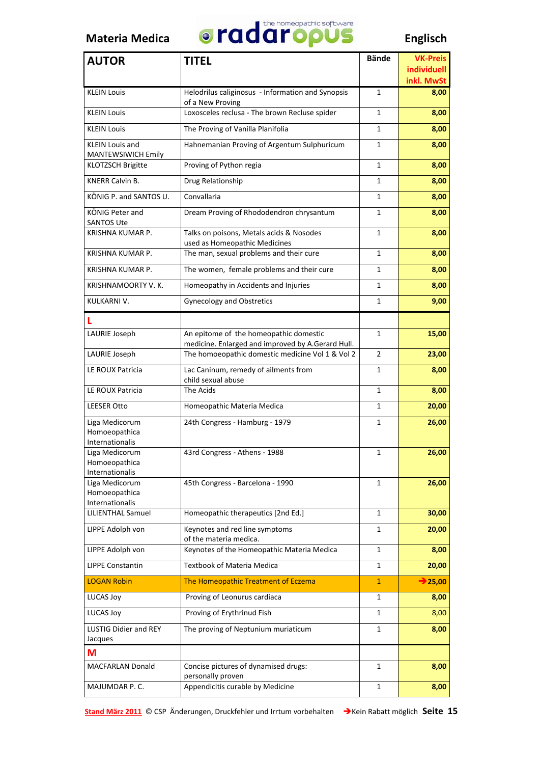**Materia Medica** radaropus – the homeopathic software **Englisch**

| AUTOR | TITEL | Bände | VK-Preis individuell inkl. MwSt |
|---|---|---|---|
| KLEIN Louis | Helodrilus caliginosus - Information and Synopsis of a New Proving | 1 | **8,00** |
| KLEIN Louis | Loxosceles reclusa - The brown Recluse spider | 1 | **8,00** |
| KLEIN Louis | The Proving of Vanilla Planifolia | 1 | **8,00** |
| KLEIN Louis and MANTEWSIWICH Emily | Hahnemanian Proving of Argentum Sulphuricum | 1 | **8,00** |
| KLOTZSCH Brigitte | Proving of Python regia | 1 | **8,00** |
| KNERR Calvin B. | Drug Relationship | 1 | **8,00** |
| KÖNIG P. and SANTOS U. | Convallaria | 1 | **8,00** |
| KÖNIG Peter and SANTOS Ute | Dream Proving of Rhododendron chrysantum | 1 | **8,00** |
| KRISHNA KUMAR P. | Talks on poisons, Metals acids & Nosodes used as Homeopathic Medicines | 1 | **8,00** |
| KRISHNA KUMAR P. | The man, sexual problems and their cure | 1 | **8,00** |
| KRISHNA KUMAR P. | The women, female problems and their cure | 1 | **8,00** |
| KRISHNAMOORTY V. K. | Homeopathy in Accidents and Injuries | 1 | **8,00** |
| KULKARNI V. | Gynecology and Obstretics | 1 | **9,00** |
| **L** | | | |
| LAURIE Joseph | An epitome of the homeopathic domestic medicine. Enlarged and improved by A.Gerard Hull. | 1 | **15,00** |
| LAURIE Joseph | The homoeopathic domestic medicine Vol 1 & Vol 2 | 2 | **23,00** |
| LE ROUX Patricia | Lac Caninum, remedy of ailments from child sexual abuse | 1 | **8,00** |
| LE ROUX Patricia | The Acids | 1 | **8,00** |
| LEESER Otto | Homeopathic Materia Medica | 1 | **20,00** |
| Liga Medicorum Homoeopathica Internationalis | 24th Congress - Hamburg - 1979 | 1 | **26,00** |
| Liga Medicorum Homoeopathica Internationalis | 43rd Congress - Athens - 1988 | 1 | **26,00** |
| Liga Medicorum Homoeopathica Internationalis | 45th Congress - Barcelona - 1990 | 1 | **26,00** |
| LILIENTHAL Samuel | Homeopathic therapeutics [2nd Ed.] | 1 | **30,00** |
| LIPPE Adolph von | Keynotes and red line symptoms of the materia medica. | 1 | **20,00** |
| LIPPE Adolph von | Keynotes of the Homeopathic Materia Medica | 1 | **8,00** |
| LIPPE Constantin | Textbook of Materia Medica | 1 | **20,00** |
| LOGAN Robin | The Homeopathic Treatment of Eczema | 1 | **→25,00** |
| LUCAS Joy | Proving of Leonurus cardiaca | 1 | **8,00** |
| LUCAS Joy | Proving of Erythrinud Fish | 1 | 8,00 |
| LUSTIG Didier and REY Jacques | The proving of Neptunium muriaticum | 1 | **8,00** |
| **M** | | | |
| MACFARLAN Donald | Concise pictures of dynamised drugs: personally proven | 1 | **8,00** |
| MAJUMDAR P. C. | Appendicitis curable by Medicine | 1 | **8,00** |

Stand März 2011 © CSP Änderungen, Druckfehler und Irrtum vorbehalten →Kein Rabatt möglich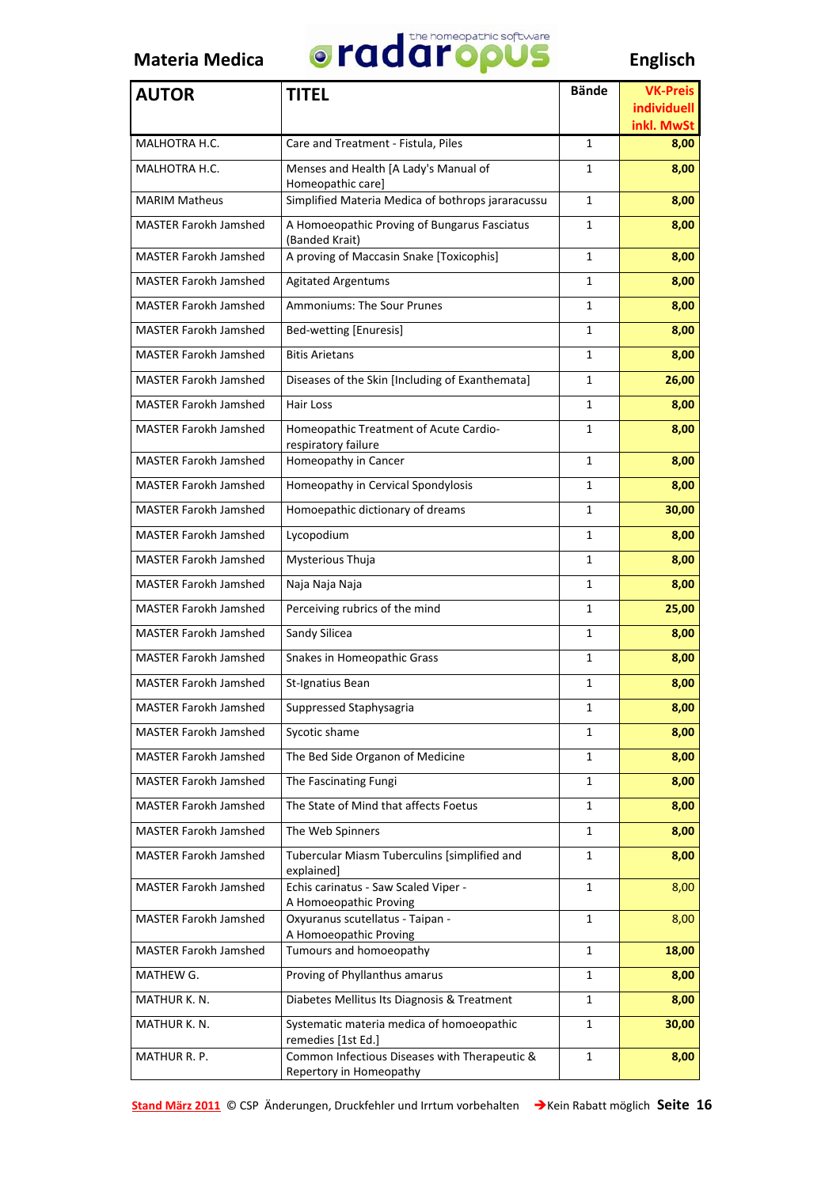**Materia Medica** — radaropus (the homeopathic software) — **Englisch**

| AUTOR | TITEL | Bände | VK-Preis individuell inkl. MwSt |
|---|---|---|---|
| MALHOTRA H.C. | Care and Treatment - Fistula, Piles | 1 | 8,00 |
| MALHOTRA H.C. | Menses and Health [A Lady's Manual of Homeopathic care] | 1 | 8,00 |
| MARIM Matheus | Simplified Materia Medica of bothrops jararacussu | 1 | 8,00 |
| MASTER Farokh Jamshed | A Homoeopathic Proving of Bungarus Fasciatus (Banded Krait) | 1 | 8,00 |
| MASTER Farokh Jamshed | A proving of Maccasin Snake [Toxicophis] | 1 | 8,00 |
| MASTER Farokh Jamshed | Agitated Argentums | 1 | 8,00 |
| MASTER Farokh Jamshed | Ammoniums: The Sour Prunes | 1 | 8,00 |
| MASTER Farokh Jamshed | Bed-wetting [Enuresis] | 1 | 8,00 |
| MASTER Farokh Jamshed | Bitis Arietans | 1 | 8,00 |
| MASTER Farokh Jamshed | Diseases of the Skin [Including of Exanthemata] | 1 | 26,00 |
| MASTER Farokh Jamshed | Hair Loss | 1 | 8,00 |
| MASTER Farokh Jamshed | Homeopathic Treatment of Acute Cardio-respiratory failure | 1 | 8,00 |
| MASTER Farokh Jamshed | Homeopathy in Cancer | 1 | 8,00 |
| MASTER Farokh Jamshed | Homeopathy in Cervical Spondylosis | 1 | 8,00 |
| MASTER Farokh Jamshed | Homoeopathic dictionary of dreams | 1 | 30,00 |
| MASTER Farokh Jamshed | Lycopodium | 1 | 8,00 |
| MASTER Farokh Jamshed | Mysterious Thuja | 1 | 8,00 |
| MASTER Farokh Jamshed | Naja Naja Naja | 1 | 8,00 |
| MASTER Farokh Jamshed | Perceiving rubrics of the mind | 1 | 25,00 |
| MASTER Farokh Jamshed | Sandy Silicea | 1 | 8,00 |
| MASTER Farokh Jamshed | Snakes in Homeopathic Grass | 1 | 8,00 |
| MASTER Farokh Jamshed | St-Ignatius Bean | 1 | 8,00 |
| MASTER Farokh Jamshed | Suppressed Staphysagria | 1 | 8,00 |
| MASTER Farokh Jamshed | Sycotic shame | 1 | 8,00 |
| MASTER Farokh Jamshed | The Bed Side Organon of Medicine | 1 | 8,00 |
| MASTER Farokh Jamshed | The Fascinating Fungi | 1 | 8,00 |
| MASTER Farokh Jamshed | The State of Mind that affects Foetus | 1 | 8,00 |
| MASTER Farokh Jamshed | The Web Spinners | 1 | 8,00 |
| MASTER Farokh Jamshed | Tubercular Miasm Tuberculins [simplified and explained] | 1 | 8,00 |
| MASTER Farokh Jamshed | Echis carinatus - Saw Scaled Viper - A Homoeopathic Proving | 1 | 8,00 |
| MASTER Farokh Jamshed | Oxyuranus scutellatus - Taipan - A Homoeopathic Proving | 1 | 8,00 |
| MASTER Farokh Jamshed | Tumours and homoeopathy | 1 | 18,00 |
| MATHEW G. | Proving of Phyllanthus amarus | 1 | 8,00 |
| MATHUR K. N. | Diabetes Mellitus Its Diagnosis & Treatment | 1 | 8,00 |
| MATHUR K. N. | Systematic materia medica of homoeopathic remedies [1st Ed.] | 1 | 30,00 |
| MATHUR R. P. | Common Infectious Diseases with Therapeutic & Repertory in Homeopathy | 1 | 8,00 |

Stand März 2011 © CSP Änderungen, Druckfehler und Irrtum vorbehalten → Kein Rabatt möglich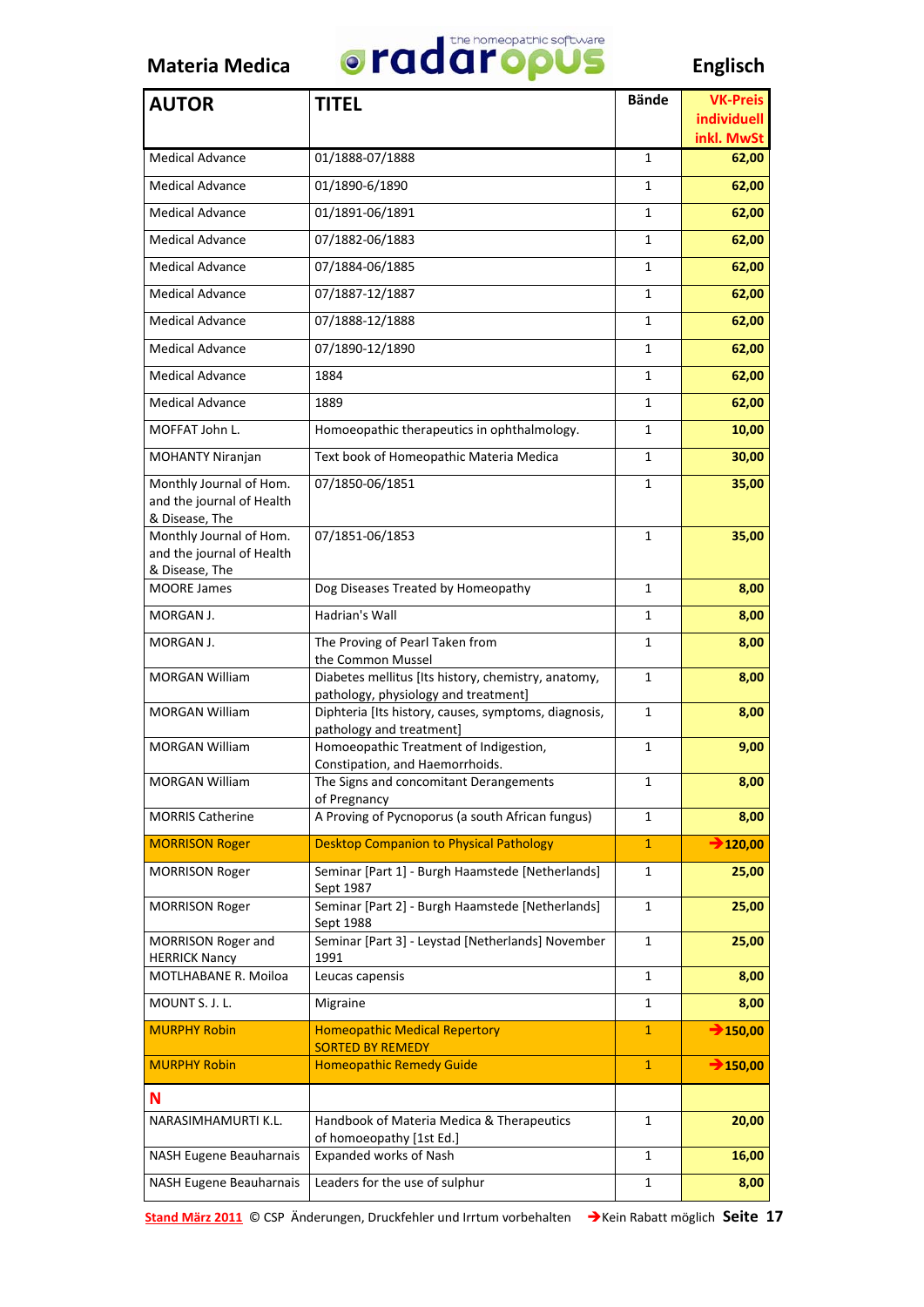| AUTOR | TITEL | Bände | VK-Preis individuell inkl. MwSt |
|---|---|---|---|
| Medical Advance | 01/1888-07/1888 | 1 | 62,00 |
| Medical Advance | 01/1890-6/1890 | 1 | 62,00 |
| Medical Advance | 01/1891-06/1891 | 1 | 62,00 |
| Medical Advance | 07/1882-06/1883 | 1 | 62,00 |
| Medical Advance | 07/1884-06/1885 | 1 | 62,00 |
| Medical Advance | 07/1887-12/1887 | 1 | 62,00 |
| Medical Advance | 07/1888-12/1888 | 1 | 62,00 |
| Medical Advance | 07/1890-12/1890 | 1 | 62,00 |
| Medical Advance | 1884 | 1 | 62,00 |
| Medical Advance | 1889 | 1 | 62,00 |
| MOFFAT John L. | Homoeopathic therapeutics in ophthalmology. | 1 | 10,00 |
| MOHANTY Niranjan | Text book of Homeopathic Materia Medica | 1 | 30,00 |
| Monthly Journal of Hom. and the journal of Health & Disease, The | 07/1850-06/1851 | 1 | 35,00 |
| Monthly Journal of Hom. and the journal of Health & Disease, The | 07/1851-06/1853 | 1 | 35,00 |
| MOORE James | Dog Diseases Treated by Homeopathy | 1 | 8,00 |
| MORGAN J. | Hadrian's Wall | 1 | 8,00 |
| MORGAN J. | The Proving of Pearl Taken from the Common Mussel | 1 | 8,00 |
| MORGAN William | Diabetes mellitus [Its history, chemistry, anatomy, pathology, physiology and treatment] | 1 | 8,00 |
| MORGAN William | Diphteria [Its history, causes, symptoms, diagnosis, pathology and treatment] | 1 | 8,00 |
| MORGAN William | Homoeopathic Treatment of Indigestion, Constipation, and Haemorrhoids. | 1 | 9,00 |
| MORGAN William | The Signs and concomitant Derangements of Pregnancy | 1 | 8,00 |
| MORRIS Catherine | A Proving of Pycnoporus (a south African fungus) | 1 | 8,00 |
| MORRISON Roger | Desktop Companion to Physical Pathology | 1 | →120,00 |
| MORRISON Roger | Seminar [Part 1] - Burgh Haamstede [Netherlands] Sept 1987 | 1 | 25,00 |
| MORRISON Roger | Seminar [Part 2] - Burgh Haamstede [Netherlands] Sept 1988 | 1 | 25,00 |
| MORRISON Roger and HERRICK Nancy | Seminar [Part 3] - Leystad [Netherlands] November 1991 | 1 | 25,00 |
| MOTLHABANE R. Moiloa | Leucas capensis | 1 | 8,00 |
| MOUNT S. J. L. | Migraine | 1 | 8,00 |
| MURPHY Robin | Homeopathic Medical Repertory SORTED BY REMEDY | 1 | →150,00 |
| MURPHY Robin | Homeopathic Remedy Guide | 1 | →150,00 |
| **N** | | | |
| NARASIMHAMURTI K.L. | Handbook of Materia Medica & Therapeutics of homoeopathy [1st Ed.] | 1 | 20,00 |
| NASH Eugene Beauharnais | Expanded works of Nash | 1 | 16,00 |
| NASH Eugene Beauharnais | Leaders for the use of sulphur | 1 | 8,00 |

Stand März 2011 © CSP Änderungen, Druckfehler und Irrtum vorbehalten →Kein Rabatt möglich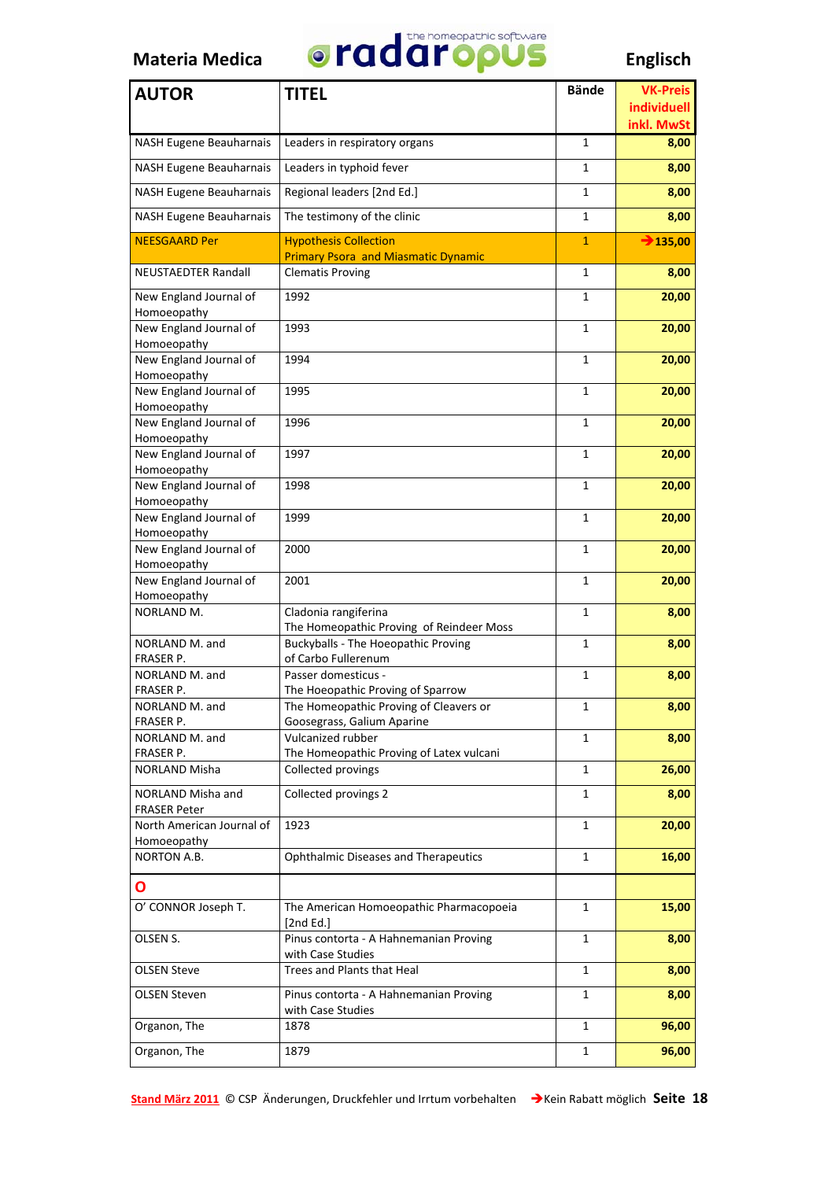# Materia Medica

the homeopathic software radaropus

# Englisch

| AUTOR | TITEL | Bände | VK-Preis individuell inkl. MwSt |
|---|---|---|---|
| NASH Eugene Beauharnais | Leaders in respiratory organs | 1 | 8,00 |
| NASH Eugene Beauharnais | Leaders in typhoid fever | 1 | 8,00 |
| NASH Eugene Beauharnais | Regional leaders [2nd Ed.] | 1 | 8,00 |
| NASH Eugene Beauharnais | The testimony of the clinic | 1 | 8,00 |
| NEESGAARD Per | Hypothesis Collection Primary Psora and Miasmatic Dynamic | 1 | ➔135,00 |
| NEUSTAEDTER Randall | Clematis Proving | 1 | 8,00 |
| New England Journal of Homoeopathy | 1992 | 1 | 20,00 |
| New England Journal of Homoeopathy | 1993 | 1 | 20,00 |
| New England Journal of Homoeopathy | 1994 | 1 | 20,00 |
| New England Journal of Homoeopathy | 1995 | 1 | 20,00 |
| New England Journal of Homoeopathy | 1996 | 1 | 20,00 |
| New England Journal of Homoeopathy | 1997 | 1 | 20,00 |
| New England Journal of Homoeopathy | 1998 | 1 | 20,00 |
| New England Journal of Homoeopathy | 1999 | 1 | 20,00 |
| New England Journal of Homoeopathy | 2000 | 1 | 20,00 |
| New England Journal of Homoeopathy | 2001 | 1 | 20,00 |
| NORLAND M. | Cladonia rangiferina The Homeopathic Proving of Reindeer Moss | 1 | 8,00 |
| NORLAND M. and FRASER P. | Buckyballs - The Hoeopathic Proving of Carbo Fullerenum | 1 | 8,00 |
| NORLAND M. and FRASER P. | Passer domesticus - The Hoeopathic Proving of Sparrow | 1 | 8,00 |
| NORLAND M. and FRASER P. | The Homeopathic Proving of Cleavers or Goosegrass, Galium Aparine | 1 | 8,00 |
| NORLAND M. and FRASER P. | Vulcanized rubber The Homeopathic Proving of Latex vulcani | 1 | 8,00 |
| NORLAND Misha | Collected provings | 1 | 26,00 |
| NORLAND Misha and FRASER Peter | Collected provings 2 | 1 | 8,00 |
| North American Journal of Homoeopathy | 1923 | 1 | 20,00 |
| NORTON A.B. | Ophthalmic Diseases and Therapeutics | 1 | 16,00 |
| **O** | | | |
| O' CONNOR Joseph T. | The American Homoeopathic Pharmacopoeia [2nd Ed.] | 1 | 15,00 |
| OLSEN S. | Pinus contorta - A Hahnemanian Proving with Case Studies | 1 | 8,00 |
| OLSEN Steve | Trees and Plants that Heal | 1 | 8,00 |
| OLSEN Steven | Pinus contorta - A Hahnemanian Proving with Case Studies | 1 | 8,00 |
| Organon, The | 1878 | 1 | 96,00 |
| Organon, The | 1879 | 1 | 96,00 |

Stand März 2011 © CSP Änderungen, Druckfehler und Irrtum vorbehalten ➔Kein Rabatt möglich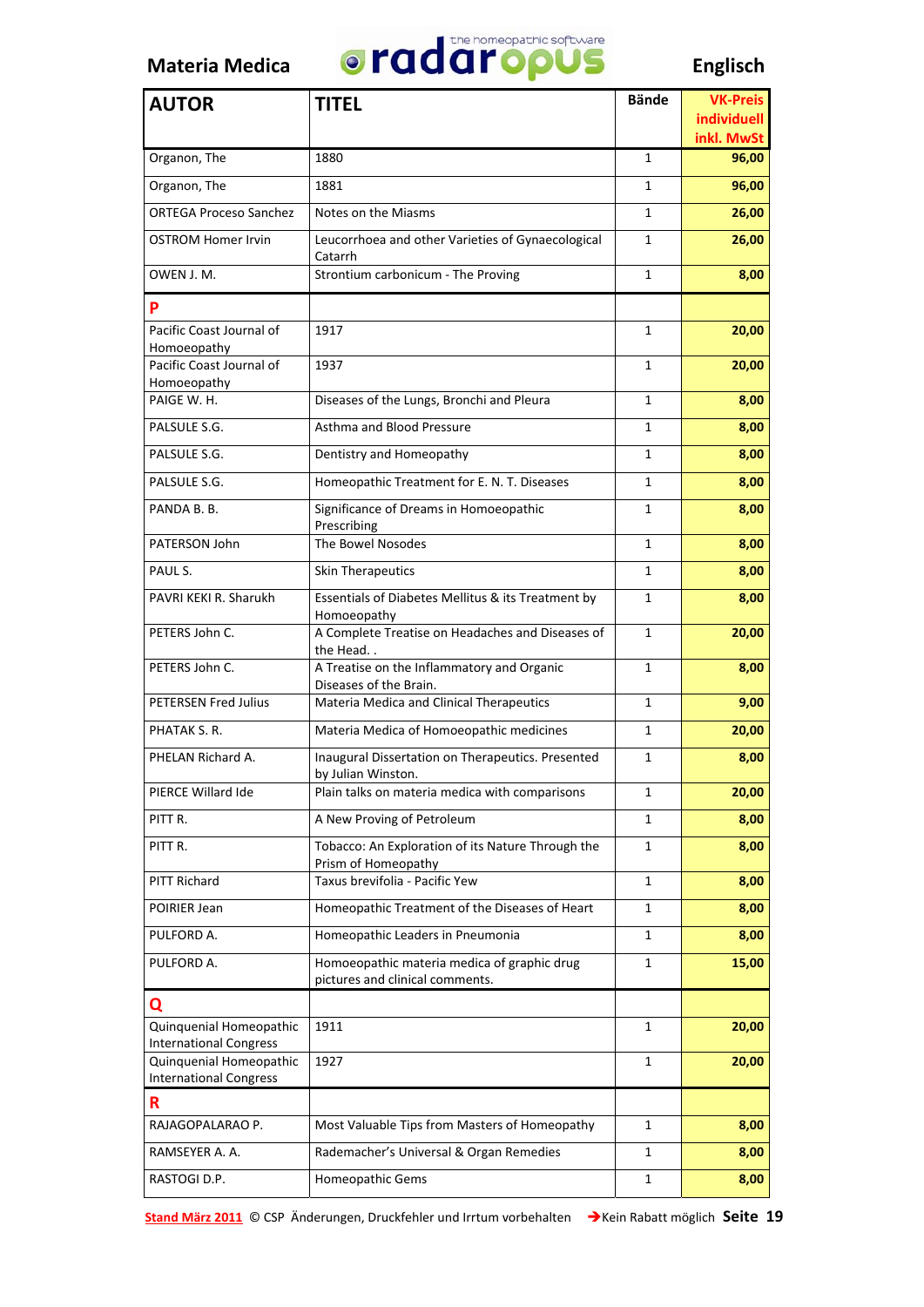| AUTOR | TITEL | Bände | VK-Preis individuell inkl. MwSt |
|---|---|---|---|
| Organon, The | 1880 | 1 | 96,00 |
| Organon, The | 1881 | 1 | 96,00 |
| ORTEGA Proceso Sanchez | Notes on the Miasms | 1 | 26,00 |
| OSTROM Homer Irvin | Leucorrhoea and other Varieties of Gynaecological Catarrh | 1 | 26,00 |
| OWEN J. M. | Strontium carbonicum - The Proving | 1 | 8,00 |
| **P** | | | |
| Pacific Coast Journal of Homoeopathy | 1917 | 1 | 20,00 |
| Pacific Coast Journal of Homoeopathy | 1937 | 1 | 20,00 |
| PAIGE W. H. | Diseases of the Lungs, Bronchi and Pleura | 1 | 8,00 |
| PALSULE S.G. | Asthma and Blood Pressure | 1 | 8,00 |
| PALSULE S.G. | Dentistry and Homeopathy | 1 | 8,00 |
| PALSULE S.G. | Homeopathic Treatment for E. N. T. Diseases | 1 | 8,00 |
| PANDA B. B. | Significance of Dreams in Homoeopathic Prescribing | 1 | 8,00 |
| PATERSON John | The Bowel Nosodes | 1 | 8,00 |
| PAUL S. | Skin Therapeutics | 1 | 8,00 |
| PAVRI KEKI R. Sharukh | Essentials of Diabetes Mellitus & its Treatment by Homoeopathy | 1 | 8,00 |
| PETERS John C. | A Complete Treatise on Headaches and Diseases of the Head. . | 1 | 20,00 |
| PETERS John C. | A Treatise on the Inflammatory and Organic Diseases of the Brain. | 1 | 8,00 |
| PETERSEN Fred Julius | Materia Medica and Clinical Therapeutics | 1 | 9,00 |
| PHATAK S. R. | Materia Medica of Homoeopathic medicines | 1 | 20,00 |
| PHELAN Richard A. | Inaugural Dissertation on Therapeutics. Presented by Julian Winston. | 1 | 8,00 |
| PIERCE Willard Ide | Plain talks on materia medica with comparisons | 1 | 20,00 |
| PITT R. | A New Proving of Petroleum | 1 | 8,00 |
| PITT R. | Tobacco: An Exploration of its Nature Through the Prism of Homeopathy | 1 | 8,00 |
| PITT Richard | Taxus brevifolia - Pacific Yew | 1 | 8,00 |
| POIRIER Jean | Homeopathic Treatment of the Diseases of Heart | 1 | 8,00 |
| PULFORD A. | Homeopathic Leaders in Pneumonia | 1 | 8,00 |
| PULFORD A. | Homoeopathic materia medica of graphic drug pictures and clinical comments. | 1 | 15,00 |
| **Q** | | | |
| Quinquenial Homeopathic International Congress | 1911 | 1 | 20,00 |
| Quinquenial Homeopathic International Congress | 1927 | 1 | 20,00 |
| **R** | | | |
| RAJAGOPALARAO P. | Most Valuable Tips from Masters of Homeopathy | 1 | 8,00 |
| RAMSEYER A. A. | Rademacher's Universal & Organ Remedies | 1 | 8,00 |
| RASTOGI D.P. | Homeopathic Gems | 1 | 8,00 |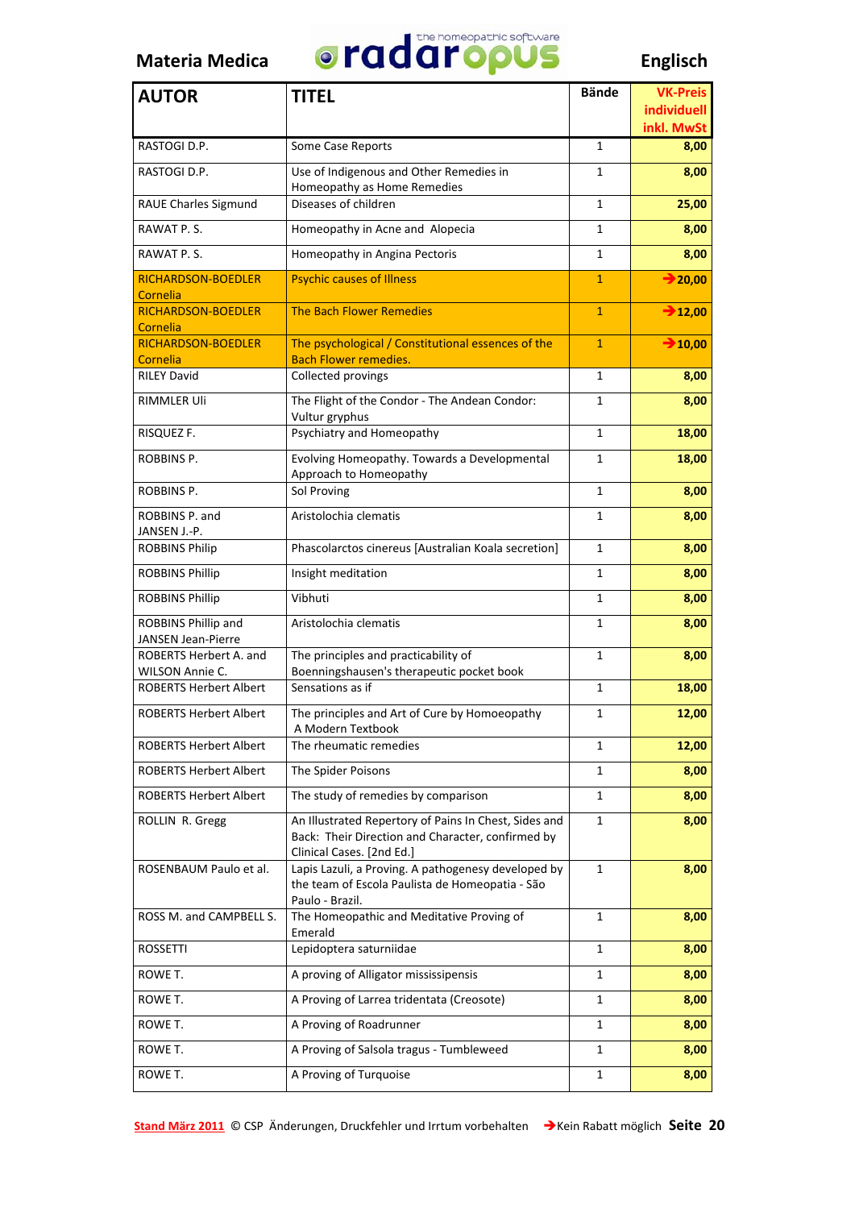Materia Medica **radaropus** the homeopathic software **Englisch**

| AUTOR | TITEL | Bände | VK-Preis individuell inkl. MwSt |
|---|---|---|---|
| RASTOGI D.P. | Some Case Reports | 1 | 8,00 |
| RASTOGI D.P. | Use of Indigenous and Other Remedies in Homeopathy as Home Remedies | 1 | 8,00 |
| RAUE Charles Sigmund | Diseases of children | 1 | 25,00 |
| RAWAT P. S. | Homeopathy in Acne and Alopecia | 1 | 8,00 |
| RAWAT P. S. | Homeopathy in Angina Pectoris | 1 | 8,00 |
| RICHARDSON-BOEDLER Cornelia | Psychic causes of Illness | 1 | →20,00 |
| RICHARDSON-BOEDLER Cornelia | The Bach Flower Remedies | 1 | →12,00 |
| RICHARDSON-BOEDLER Cornelia | The psychological / Constitutional essences of the Bach Flower remedies. | 1 | →10,00 |
| RILEY David | Collected provings | 1 | 8,00 |
| RIMMLER Uli | The Flight of the Condor - The Andean Condor: Vultur gryphus | 1 | 8,00 |
| RISQUEZ F. | Psychiatry and Homeopathy | 1 | 18,00 |
| ROBBINS P. | Evolving Homeopathy. Towards a Developmental Approach to Homeopathy | 1 | 18,00 |
| ROBBINS P. | Sol Proving | 1 | 8,00 |
| ROBBINS P. and JANSEN J.-P. | Aristolochia clematis | 1 | 8,00 |
| ROBBINS Philip | Phascolarctos cinereus [Australian Koala secretion] | 1 | 8,00 |
| ROBBINS Phillip | Insight meditation | 1 | 8,00 |
| ROBBINS Phillip | Vibhuti | 1 | 8,00 |
| ROBBINS Phillip and JANSEN Jean-Pierre | Aristolochia clematis | 1 | 8,00 |
| ROBERTS Herbert A. and WILSON Annie C. | The principles and practicability of Boenningshausen's therapeutic pocket book | 1 | 8,00 |
| ROBERTS Herbert Albert | Sensations as if | 1 | 18,00 |
| ROBERTS Herbert Albert | The principles and Art of Cure by Homoeopathy A Modern Textbook | 1 | 12,00 |
| ROBERTS Herbert Albert | The rheumatic remedies | 1 | 12,00 |
| ROBERTS Herbert Albert | The Spider Poisons | 1 | 8,00 |
| ROBERTS Herbert Albert | The study of remedies by comparison | 1 | 8,00 |
| ROLLIN R. Gregg | An Illustrated Repertory of Pains In Chest, Sides and Back: Their Direction and Character, confirmed by Clinical Cases. [2nd Ed.] | 1 | 8,00 |
| ROSENBAUM Paulo et al. | Lapis Lazuli, a Proving. A pathogenesy developed by the team of Escola Paulista de Homeopatia - São Paulo - Brazil. | 1 | 8,00 |
| ROSS M. and CAMPBELL S. | The Homeopathic and Meditative Proving of Emerald | 1 | 8,00 |
| ROSSETTI | Lepidoptera saturniidae | 1 | 8,00 |
| ROWE T. | A proving of Alligator mississipensis | 1 | 8,00 |
| ROWE T. | A Proving of Larrea tridentata (Creosote) | 1 | 8,00 |
| ROWE T. | A Proving of Roadrunner | 1 | 8,00 |
| ROWE T. | A Proving of Salsola tragus - Tumbleweed | 1 | 8,00 |
| ROWE T. | A Proving of Turquoise | 1 | 8,00 |

Stand März 2011 © CSP Änderungen, Druckfehler und Irrtum vorbehalten →Kein Rabatt möglich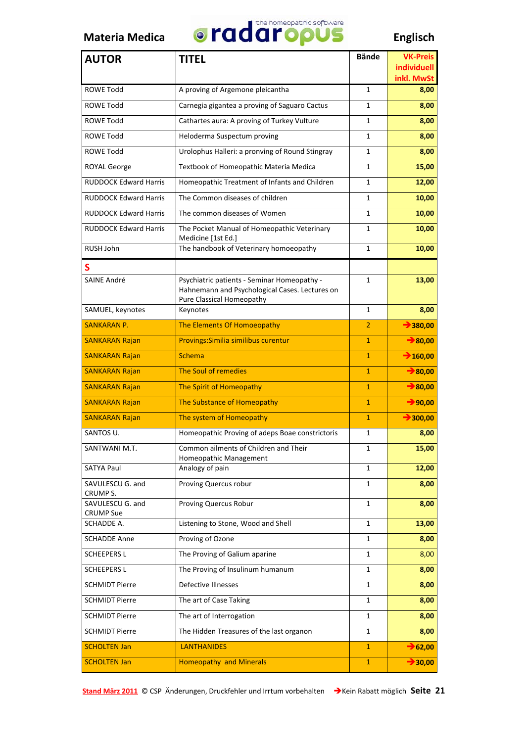Materia Medica — radaropus (the homeopathic software) — Englisch

| AUTOR | TITEL | Bände | VK-Preis individuell inkl. MwSt |
|---|---|---|---|
| ROWE Todd | A proving of Argemone pleicantha | 1 | 8,00 |
| ROWE Todd | Carnegia gigantea a proving of Saguaro Cactus | 1 | 8,00 |
| ROWE Todd | Cathartes aura: A proving of Turkey Vulture | 1 | 8,00 |
| ROWE Todd | Heloderma Suspectum proving | 1 | 8,00 |
| ROWE Todd | Urolophus Halleri: a pronving of Round Stingray | 1 | 8,00 |
| ROYAL George | Textbook of Homeopathic Materia Medica | 1 | 15,00 |
| RUDDOCK Edward Harris | Homeopathic Treatment of Infants and Children | 1 | 12,00 |
| RUDDOCK Edward Harris | The Common diseases of children | 1 | 10,00 |
| RUDDOCK Edward Harris | The common diseases of Women | 1 | 10,00 |
| RUDDOCK Edward Harris | The Pocket Manual of Homeopathic Veterinary Medicine [1st Ed.] | 1 | 10,00 |
| RUSH John | The handbook of Veterinary homoeopathy | 1 | 10,00 |
| **S** | | | |
| SAINE André | Psychiatric patients - Seminar Homeopathy - Hahnemann and Psychological Cases. Lectures on Pure Classical Homeopathy | 1 | 13,00 |
| SAMUEL, keynotes | Keynotes | 1 | 8,00 |
| SANKARAN P. | The Elements Of Homoeopathy | 2 | →380,00 |
| SANKARAN Rajan | Provings:Similia similibus curentur | 1 | →80,00 |
| SANKARAN Rajan | Schema | 1 | →160,00 |
| SANKARAN Rajan | The Soul of remedies | 1 | →80,00 |
| SANKARAN Rajan | The Spirit of Homeopathy | 1 | →80,00 |
| SANKARAN Rajan | The Substance of Homeopathy | 1 | →90,00 |
| SANKARAN Rajan | The system of Homeopathy | 1 | →300,00 |
| SANTOS U. | Homeopathic Proving of adeps Boae constrictoris | 1 | 8,00 |
| SANTWANI M.T. | Common ailments of Children and Their Homeopathic Management | 1 | 15,00 |
| SATYA Paul | Analogy of pain | 1 | 12,00 |
| SAVULESCU G. and CRUMP S. | Proving Quercus robur | 1 | 8,00 |
| SAVULESCU G. and CRUMP Sue | Proving Quercus Robur | 1 | 8,00 |
| SCHADDE A. | Listening to Stone, Wood and Shell | 1 | 13,00 |
| SCHADDE Anne | Proving of Ozone | 1 | 8,00 |
| SCHEEPERS L | The Proving of Galium aparine | 1 | 8,00 |
| SCHEEPERS L | The Proving of Insulinum humanum | 1 | 8,00 |
| SCHMIDT Pierre | Defective Illnesses | 1 | 8,00 |
| SCHMIDT Pierre | The art of Case Taking | 1 | 8,00 |
| SCHMIDT Pierre | The art of Interrogation | 1 | 8,00 |
| SCHMIDT Pierre | The Hidden Treasures of the last organon | 1 | 8,00 |
| SCHOLTEN Jan | LANTHANIDES | 1 | →62,00 |
| SCHOLTEN Jan | Homeopathy and Minerals | 1 | →30,00 |

Stand März 2011 © CSP Änderungen, Druckfehler und Irrtum vorbehalten →Kein Rabatt möglich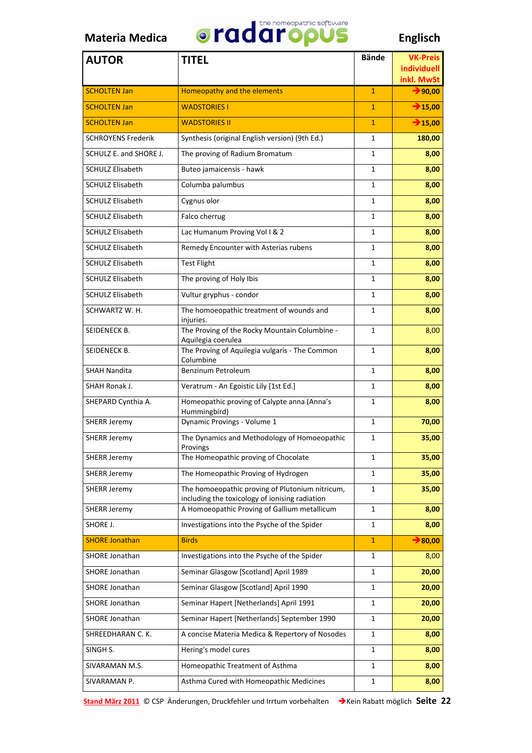Materia Medica — radaropus — Englisch

| AUTOR | TITEL | Bände | VK-Preis individuell inkl. MwSt |
|---|---|---|---|
| SCHOLTEN Jan | Homeopathy and the elements | 1 | →90,00 |
| SCHOLTEN Jan | WADSTORIES I | 1 | →15,00 |
| SCHOLTEN Jan | WADSTORIES II | 1 | →15,00 |
| SCHROYENS Frederik | Synthesis (original English version) (9th Ed.) | 1 | 180,00 |
| SCHULZ E. and SHORE J. | The proving of Radium Bromatum | 1 | 8,00 |
| SCHULZ Elisabeth | Buteo jamaicensis - hawk | 1 | 8,00 |
| SCHULZ Elisabeth | Columba palumbus | 1 | 8,00 |
| SCHULZ Elisabeth | Cygnus olor | 1 | 8,00 |
| SCHULZ Elisabeth | Falco cherrug | 1 | 8,00 |
| SCHULZ Elisabeth | Lac Humanum Proving Vol I & 2 | 1 | 8,00 |
| SCHULZ Elisabeth | Remedy Encounter with Asterias rubens | 1 | 8,00 |
| SCHULZ Elisabeth | Test Flight | 1 | 8,00 |
| SCHULZ Elisabeth | The proving of Holy Ibis | 1 | 8,00 |
| SCHULZ Elisabeth | Vultur gryphus - condor | 1 | 8,00 |
| SCHWARTZ W. H. | The homoeopathic treatment of wounds and injuries. | 1 | 8,00 |
| SEIDENECK B. | The Proving of the Rocky Mountain Columbine - Aquilegia coerulea | 1 | 8,00 |
| SEIDENECK B. | The Proving of Aquilegia vulgaris - The Common Columbine | 1 | 8,00 |
| SHAH Nandita | Benzinum Petroleum | 1 | 8,00 |
| SHAH Ronak J. | Veratrum - An Egoistic Lily [1st Ed.] | 1 | 8,00 |
| SHEPARD Cynthia A. | Homeopathic proving of Calypte anna (Anna's Hummingbird) | 1 | 8,00 |
| SHERR Jeremy | Dynamic Provings - Volume 1 | 1 | 70,00 |
| SHERR Jeremy | The Dynamics and Methodology of Homoeopathic Provings | 1 | 35,00 |
| SHERR Jeremy | The Homeopathic proving of Chocolate | 1 | 35,00 |
| SHERR Jeremy | The Homeopathic Proving of Hydrogen | 1 | 35,00 |
| SHERR Jeremy | The homoeopathic proving of Plutonium nitricum, including the toxicology of ionising radiation | 1 | 35,00 |
| SHERR Jeremy | A Homoeopathic Proving of Gallium metallicum | 1 | 8,00 |
| SHORE J. | Investigations into the Psyche of the Spider | 1 | 8,00 |
| SHORE Jonathan | Birds | 1 | →80,00 |
| SHORE Jonathan | Investigations into the Psyche of the Spider | 1 | 8,00 |
| SHORE Jonathan | Seminar Glasgow [Scotland] April 1989 | 1 | 20,00 |
| SHORE Jonathan | Seminar Glasgow [Scotland] April 1990 | 1 | 20,00 |
| SHORE Jonathan | Seminar Hapert [Netherlands] April 1991 | 1 | 20,00 |
| SHORE Jonathan | Seminar Hapert [Netherlands] September 1990 | 1 | 20,00 |
| SHREEDHARAN C. K. | A concise Materia Medica & Repertory of Nosodes | 1 | 8,00 |
| SINGH S. | Hering's model cures | 1 | 8,00 |
| SIVARAMAN M.S. | Homeopathic Treatment of Asthma | 1 | 8,00 |
| SIVARAMAN P. | Asthma Cured with Homeopathic Medicines | 1 | 8,00 |

Stand März 2011 © CSP Änderungen, Druckfehler und Irrtum vorbehalten →Kein Rabatt möglich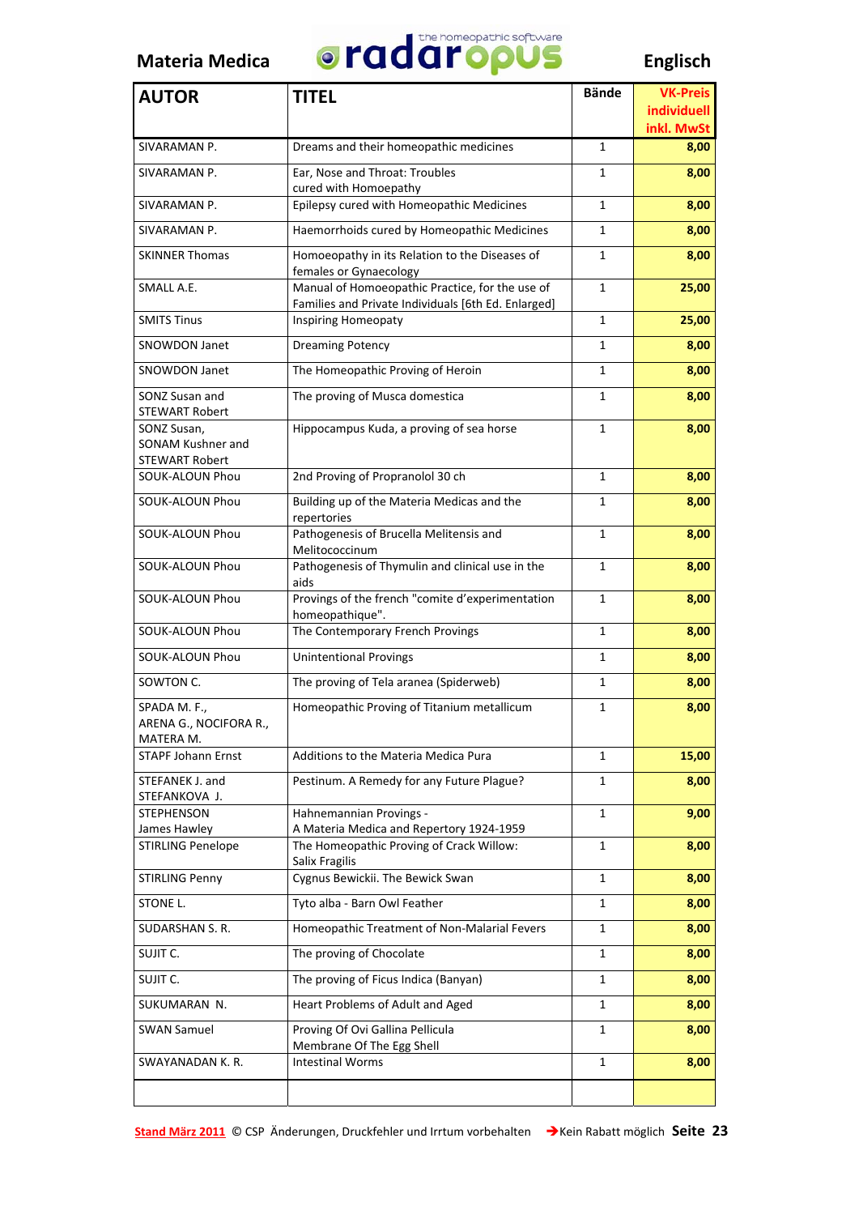Materia Medica — radaropus (the homeopathic software) — Englisch

| AUTOR | TITEL | Bände | VK-Preis individuell inkl. MwSt |
|---|---|---|---|
| SIVARAMAN P. | Dreams and their homeopathic medicines | 1 | 8,00 |
| SIVARAMAN P. | Ear, Nose and Throat: Troubles cured with Homoepathy | 1 | 8,00 |
| SIVARAMAN P. | Epilepsy cured with Homeopathic Medicines | 1 | 8,00 |
| SIVARAMAN P. | Haemorrhoids cured by Homeopathic Medicines | 1 | 8,00 |
| SKINNER Thomas | Homoeopathy in its Relation to the Diseases of females or Gynaecology | 1 | 8,00 |
| SMALL A.E. | Manual of Homoeopathic Practice, for the use of Families and Private Individuals [6th Ed. Enlarged] | 1 | 25,00 |
| SMITS Tinus | Inspiring Homeopaty | 1 | 25,00 |
| SNOWDON Janet | Dreaming Potency | 1 | 8,00 |
| SNOWDON Janet | The Homeopathic Proving of Heroin | 1 | 8,00 |
| SONZ Susan and STEWART Robert | The proving of Musca domestica | 1 | 8,00 |
| SONZ Susan, SONAM Kushner and STEWART Robert | Hippocampus Kuda, a proving of sea horse | 1 | 8,00 |
| SOUK-ALOUN Phou | 2nd Proving of Propranolol 30 ch | 1 | 8,00 |
| SOUK-ALOUN Phou | Building up of the Materia Medicas and the repertories | 1 | 8,00 |
| SOUK-ALOUN Phou | Pathogenesis of Brucella Melitensis and Melitococcinum | 1 | 8,00 |
| SOUK-ALOUN Phou | Pathogenesis of Thymulin and clinical use in the aids | 1 | 8,00 |
| SOUK-ALOUN Phou | Provings of the french "comite d'experimentation homeopathique". | 1 | 8,00 |
| SOUK-ALOUN Phou | The Contemporary French Provings | 1 | 8,00 |
| SOUK-ALOUN Phou | Unintentional Provings | 1 | 8,00 |
| SOWTON C. | The proving of Tela aranea (Spiderweb) | 1 | 8,00 |
| SPADA M. F., ARENA G., NOCIFORA R., MATERA M. | Homeopathic Proving of Titanium metallicum | 1 | 8,00 |
| STAPF Johann Ernst | Additions to the Materia Medica Pura | 1 | 15,00 |
| STEFANEK J. and STEFANKOVA J. | Pestinum. A Remedy for any Future Plague? | 1 | 8,00 |
| STEPHENSON James Hawley | Hahnemannian Provings - A Materia Medica and Repertory 1924-1959 | 1 | 9,00 |
| STIRLING Penelope | The Homeopathic Proving of Crack Willow: Salix Fragilis | 1 | 8,00 |
| STIRLING Penny | Cygnus Bewickii. The Bewick Swan | 1 | 8,00 |
| STONE L. | Tyto alba - Barn Owl Feather | 1 | 8,00 |
| SUDARSHAN S. R. | Homeopathic Treatment of Non-Malarial Fevers | 1 | 8,00 |
| SUJIT C. | The proving of Chocolate | 1 | 8,00 |
| SUJIT C. | The proving of Ficus Indica (Banyan) | 1 | 8,00 |
| SUKUMARAN N. | Heart Problems of Adult and Aged | 1 | 8,00 |
| SWAN Samuel | Proving Of Ovi Gallina Pellicula Membrane Of The Egg Shell | 1 | 8,00 |
| SWAYANADAN K. R. | Intestinal Worms | 1 | 8,00 |
| | | | |

Stand März 2011 © CSP Änderungen, Druckfehler und Irrtum vorbehalten →Kein Rabatt möglich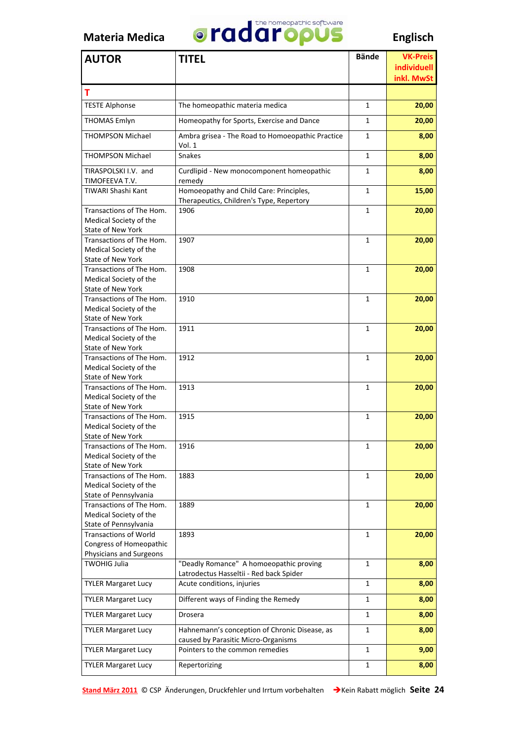Materia Medica | Englisch

| AUTOR | TITEL | Bände | VK-Preis individuell inkl. MwSt |
|---|---|---|---|
| **T** | | | |
| TESTE Alphonse | The homeopathic materia medica | 1 | **20,00** |
| THOMAS Emlyn | Homeopathy for Sports, Exercise and Dance | 1 | **20,00** |
| THOMPSON Michael | Ambra grisea - The Road to Homoeopathic Practice Vol. 1 | 1 | **8,00** |
| THOMPSON Michael | Snakes | 1 | **8,00** |
| TIRASPOLSKI I.V. and TIMOFEEVA T.V. | Curdlipid - New monocomponent homeopathic remedy | 1 | **8,00** |
| TIWARI Shashi Kant | Homoeopathy and Child Care: Principles, Therapeutics, Children's Type, Repertory | 1 | **15,00** |
| Transactions of The Hom. Medical Society of the State of New York | 1906 | 1 | **20,00** |
| Transactions of The Hom. Medical Society of the State of New York | 1907 | 1 | **20,00** |
| Transactions of The Hom. Medical Society of the State of New York | 1908 | 1 | **20,00** |
| Transactions of The Hom. Medical Society of the State of New York | 1910 | 1 | **20,00** |
| Transactions of The Hom. Medical Society of the State of New York | 1911 | 1 | **20,00** |
| Transactions of The Hom. Medical Society of the State of New York | 1912 | 1 | **20,00** |
| Transactions of The Hom. Medical Society of the State of New York | 1913 | 1 | **20,00** |
| Transactions of The Hom. Medical Society of the State of New York | 1915 | 1 | **20,00** |
| Transactions of The Hom. Medical Society of the State of New York | 1916 | 1 | **20,00** |
| Transactions of The Hom. Medical Society of the State of Pennsylvania | 1883 | 1 | **20,00** |
| Transactions of The Hom. Medical Society of the State of Pennsylvania | 1889 | 1 | **20,00** |
| Transactions of World Congress of Homeopathic Physicians and Surgeons | 1893 | 1 | **20,00** |
| TWOHIG Julia | "Deadly Romance" A homoeopathic proving Latrodectus Hasseltii - Red back Spider | 1 | **8,00** |
| TYLER Margaret Lucy | Acute conditions, injuries | 1 | **8,00** |
| TYLER Margaret Lucy | Different ways of Finding the Remedy | 1 | **8,00** |
| TYLER Margaret Lucy | Drosera | 1 | **8,00** |
| TYLER Margaret Lucy | Hahnemann's conception of Chronic Disease, as caused by Parasitic Micro-Organisms | 1 | **8,00** |
| TYLER Margaret Lucy | Pointers to the common remedies | 1 | **9,00** |
| TYLER Margaret Lucy | Repertorizing | 1 | **8,00** |

Stand März 2011 © CSP Änderungen, Druckfehler und Irrtum vorbehalten → Kein Rabatt möglich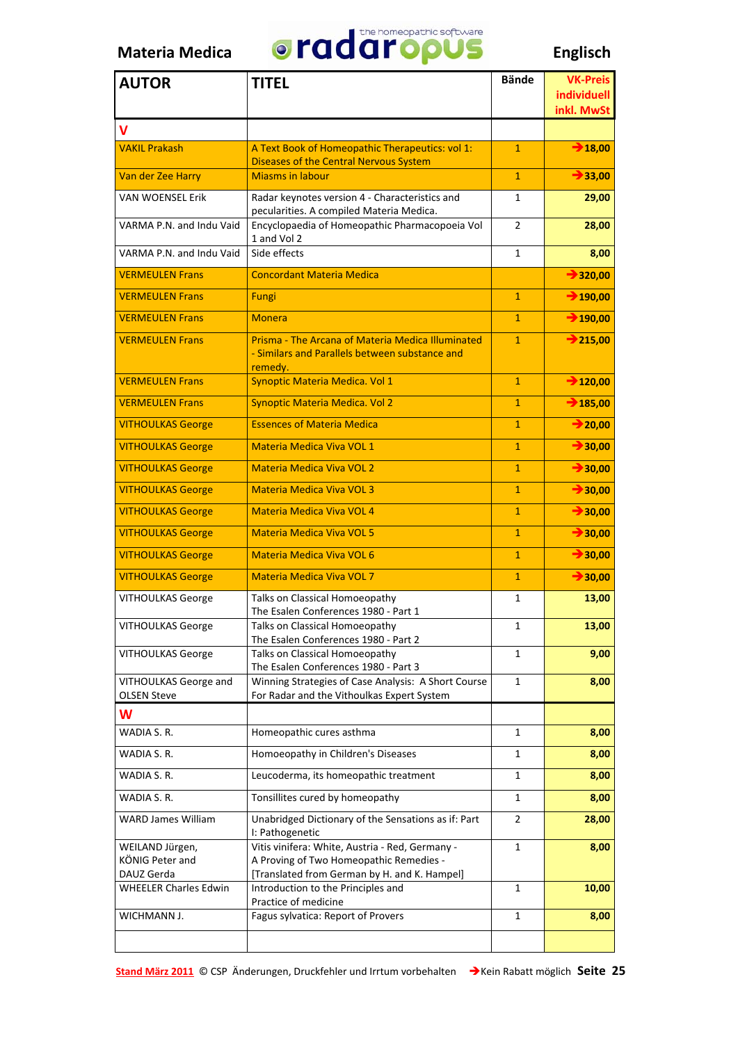**Materia Medica** radaropus – the homeopathic software **Englisch**

| AUTOR | TITEL | Bände | VK-Preis individuell inkl. MwSt |
|---|---|---|---|
| **V** | | | |
| VAKIL Prakash | A Text Book of Homeopathic Therapeutics: vol 1: Diseases of the Central Nervous System | 1 | ➔18,00 |
| Van der Zee Harry | Miasms in labour | 1 | ➔33,00 |
| VAN WOENSEL Erik | Radar keynotes version 4 - Characteristics and pecularities. A compiled Materia Medica. | 1 | 29,00 |
| VARMA P.N. and Indu Vaid | Encyclopaedia of Homeopathic Pharmacopoeia Vol 1 and Vol 2 | 2 | 28,00 |
| VARMA P.N. and Indu Vaid | Side effects | 1 | 8,00 |
| VERMEULEN Frans | Concordant Materia Medica | | ➔320,00 |
| VERMEULEN Frans | Fungi | 1 | ➔190,00 |
| VERMEULEN Frans | Monera | 1 | ➔190,00 |
| VERMEULEN Frans | Prisma - The Arcana of Materia Medica Illuminated - Similars and Parallels between substance and remedy. | 1 | ➔215,00 |
| VERMEULEN Frans | Synoptic Materia Medica. Vol 1 | 1 | ➔120,00 |
| VERMEULEN Frans | Synoptic Materia Medica. Vol 2 | 1 | ➔185,00 |
| VITHOULKAS George | Essences of Materia Medica | 1 | ➔20,00 |
| VITHOULKAS George | Materia Medica Viva VOL 1 | 1 | ➔30,00 |
| VITHOULKAS George | Materia Medica Viva VOL 2 | 1 | ➔30,00 |
| VITHOULKAS George | Materia Medica Viva VOL 3 | 1 | ➔30,00 |
| VITHOULKAS George | Materia Medica Viva VOL 4 | 1 | ➔30,00 |
| VITHOULKAS George | Materia Medica Viva VOL 5 | 1 | ➔30,00 |
| VITHOULKAS George | Materia Medica Viva VOL 6 | 1 | ➔30,00 |
| VITHOULKAS George | Materia Medica Viva VOL 7 | 1 | ➔30,00 |
| VITHOULKAS George | Talks on Classical Homoeopathy The Esalen Conferences 1980 - Part 1 | 1 | 13,00 |
| VITHOULKAS George | Talks on Classical Homoeopathy The Esalen Conferences 1980 - Part 2 | 1 | 13,00 |
| VITHOULKAS George | Talks on Classical Homoeopathy The Esalen Conferences 1980 - Part 3 | 1 | 9,00 |
| VITHOULKAS George and OLSEN Steve | Winning Strategies of Case Analysis: A Short Course For Radar and the Vithoulkas Expert System | 1 | 8,00 |
| **W** | | | |
| WADIA S. R. | Homeopathic cures asthma | 1 | 8,00 |
| WADIA S. R. | Homoeopathy in Children's Diseases | 1 | 8,00 |
| WADIA S. R. | Leucoderma, its homeopathic treatment | 1 | 8,00 |
| WADIA S. R. | Tonsillites cured by homeopathy | 1 | 8,00 |
| WARD James William | Unabridged Dictionary of the Sensations as if: Part I: Pathogenetic | 2 | 28,00 |
| WEILAND Jürgen, KÖNIG Peter and DAUZ Gerda | Vitis vinifera: White, Austria - Red, Germany - A Proving of Two Homeopathic Remedies - [Translated from German by H. and K. Hampel] | 1 | 8,00 |
| WHEELER Charles Edwin | Introduction to the Principles and Practice of medicine | 1 | 10,00 |
| WICHMANN J. | Fagus sylvatica: Report of Provers | 1 | 8,00 |

Stand März 2011 © CSP Änderungen, Druckfehler und Irrtum vorbehalten ➔Kein Rabatt möglich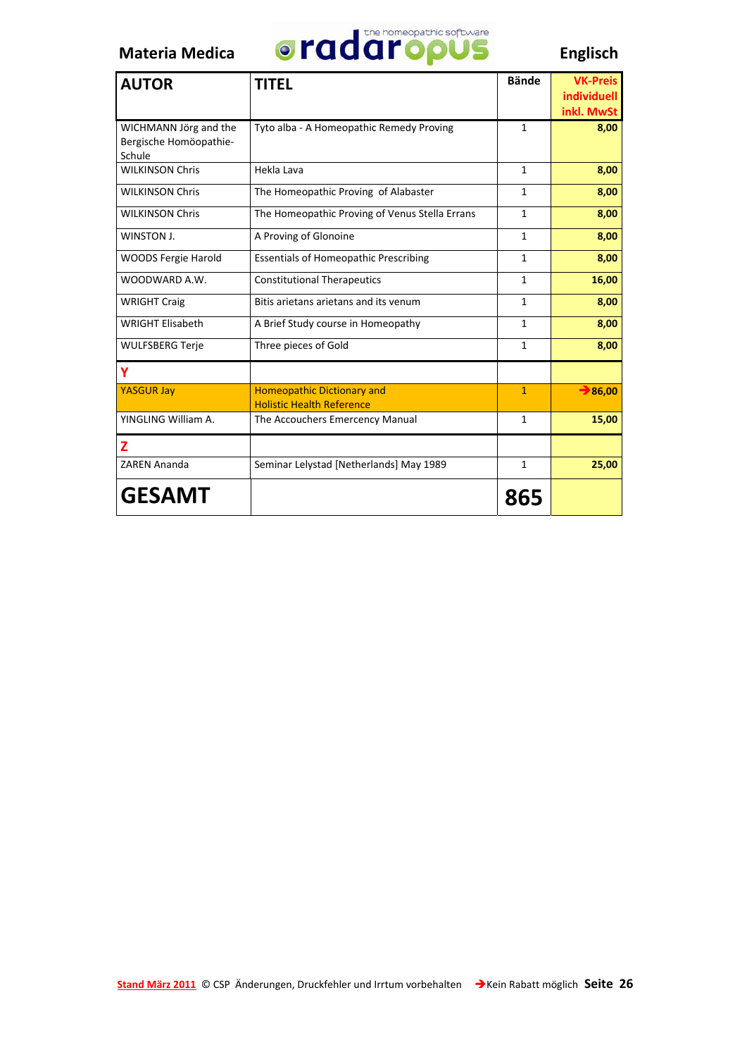**Materia Medica** radaropus the homeopathic software **Englisch**

| AUTOR | TITEL | Bände | VK-Preis individuell inkl. MwSt |
|---|---|---|---|
| WICHMANN Jörg and the Bergische Homöopathie-Schule | Tyto alba - A Homeopathic Remedy Proving | 1 | **8,00** |
| WILKINSON Chris | Hekla Lava | 1 | **8,00** |
| WILKINSON Chris | The Homeopathic Proving of Alabaster | 1 | **8,00** |
| WILKINSON Chris | The Homeopathic Proving of Venus Stella Errans | 1 | **8,00** |
| WINSTON J. | A Proving of Glonoine | 1 | **8,00** |
| WOODS Fergie Harold | Essentials of Homeopathic Prescribing | 1 | **8,00** |
| WOODWARD A.W. | Constitutional Therapeutics | 1 | **16,00** |
| WRIGHT Craig | Bitis arietans arietans and its venum | 1 | **8,00** |
| WRIGHT Elisabeth | A Brief Study course in Homeopathy | 1 | **8,00** |
| WULFSBERG Terje | Three pieces of Gold | 1 | **8,00** |
| **Y** | | | |
| YASGUR Jay | Homeopathic Dictionary and Holistic Health Reference | 1 | **→86,00** |
| YINGLING William A. | The Accouchers Emercency Manual | 1 | **15,00** |
| **Z** | | | |
| ZAREN Ananda | Seminar Lelystad [Netherlands] May 1989 | 1 | **25,00** |
| **GESAMT** | | **865** | |

Stand März 2011 © CSP Änderungen, Druckfehler und Irrtum vorbehalten →Kein Rabatt möglich